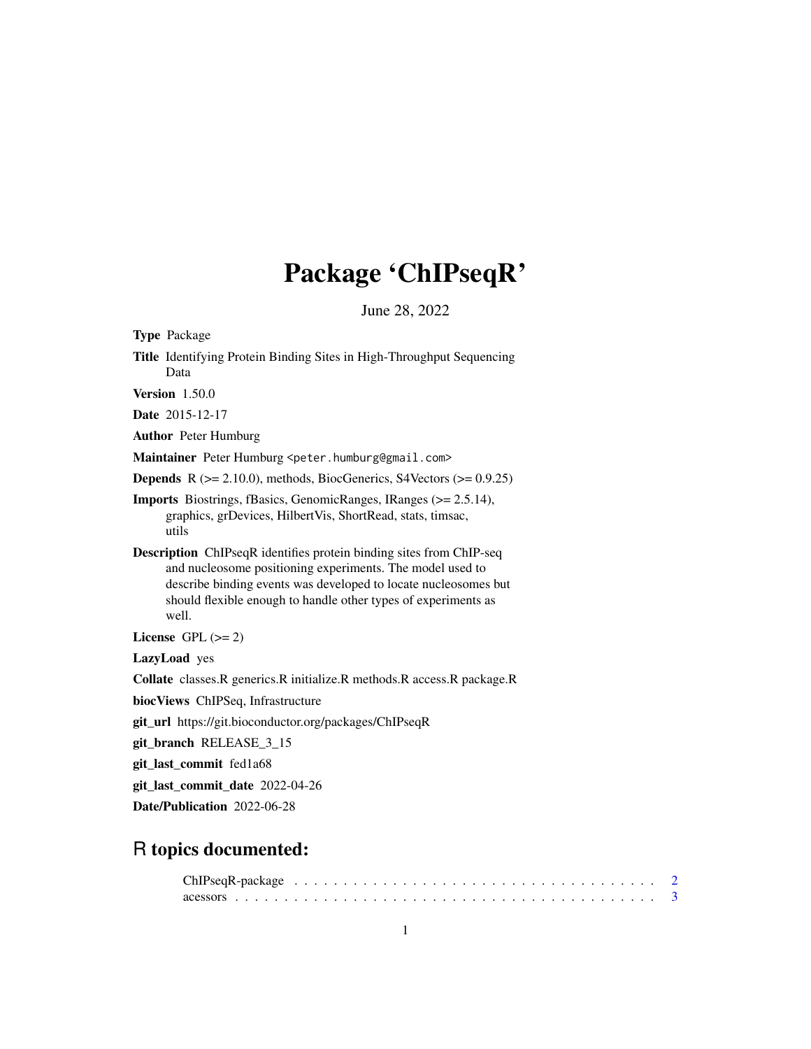# Package 'ChIPseqR'

June 28, 2022

**Type** Package

**Title** Identifying Protein Binding Sites in High-Throughput Sequencing Data

**Version** 1.50.0

**Date** 2015-12-17

**Author** Peter Humburg

**Maintainer** Peter Humburg <peter.humburg@gmail.com>

**Depends** R (>= 2.10.0), methods, BiocGenerics, S4Vectors (>= 0.9.25)

**Imports** Biostrings, fBasics, GenomicRanges, IRanges (>= 2.5.14), graphics, grDevices, HilbertVis, ShortRead, stats, timsac, utils

**Description** ChIPseqR identifies protein binding sites from ChIP-seq and nucleosome positioning experiments. The model used to describe binding events was developed to locate nucleosomes but should flexible enough to handle other types of experiments as well.

**License** GPL (>= 2)

**LazyLoad** yes

**Collate** classes.R generics.R initialize.R methods.R access.R package.R

**biocViews** ChIPSeq, Infrastructure

**git_url** https://git.bioconductor.org/packages/ChIPseqR

**git_branch** RELEASE_3_15

**git_last_commit** fed1a68

**git_last_commit_date** 2022-04-26

**Date/Publication** 2022-06-28

## R topics documented:

ChIPseqR-package . . . . . . . . . . . . . . . . . . . . . . . . . . . . . . . . . . . . 2
acessors . . . . . . . . . . . . . . . . . . . . . . . . . . . . . . . . . . . . . . . . . 3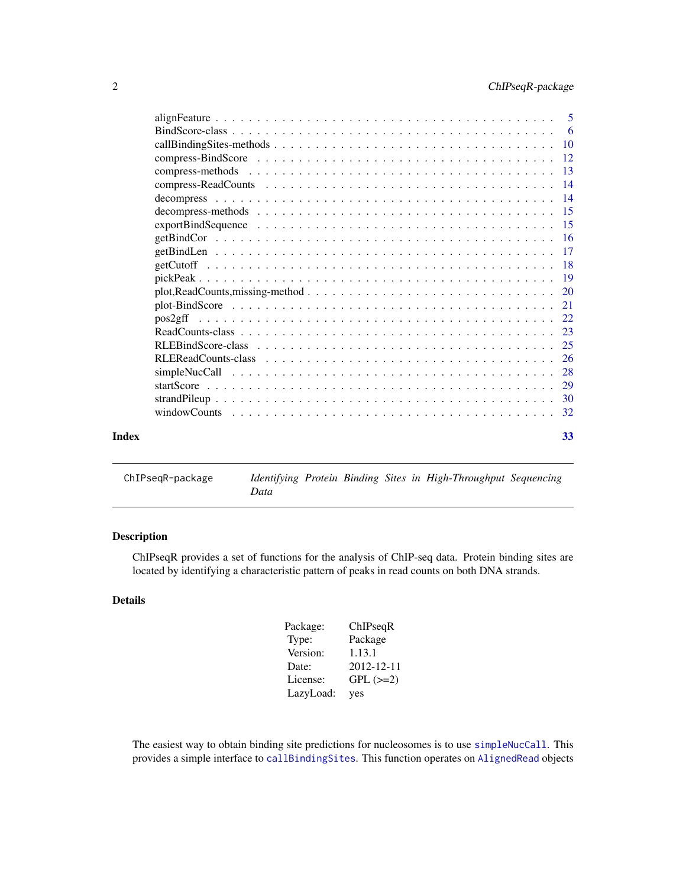alignFeature . . . . . . . . . . . . . . . . . . . . . . . . . . . . . . . . . . . . . . 5
BindScore-class . . . . . . . . . . . . . . . . . . . . . . . . . . . . . . . . . . . . . 6
callBindingSites-methods . . . . . . . . . . . . . . . . . . . . . . . . . . . . . . . . 10
compress-BindScore . . . . . . . . . . . . . . . . . . . . . . . . . . . . . . . . . . . 12
compress-methods . . . . . . . . . . . . . . . . . . . . . . . . . . . . . . . . . . . . 13
compress-ReadCounts . . . . . . . . . . . . . . . . . . . . . . . . . . . . . . . . . . 14
decompress . . . . . . . . . . . . . . . . . . . . . . . . . . . . . . . . . . . . . . . . 14
decompress-methods . . . . . . . . . . . . . . . . . . . . . . . . . . . . . . . . . . . 15
exportBindSequence . . . . . . . . . . . . . . . . . . . . . . . . . . . . . . . . . . . 15
getBindCor . . . . . . . . . . . . . . . . . . . . . . . . . . . . . . . . . . . . . . . . 16
getBindLen . . . . . . . . . . . . . . . . . . . . . . . . . . . . . . . . . . . . . . . . 17
getCutoff . . . . . . . . . . . . . . . . . . . . . . . . . . . . . . . . . . . . . . . . . 18
pickPeak . . . . . . . . . . . . . . . . . . . . . . . . . . . . . . . . . . . . . . . . . 19
plot,ReadCounts,missing-method . . . . . . . . . . . . . . . . . . . . . . . . . . . . 20
plot-BindScore . . . . . . . . . . . . . . . . . . . . . . . . . . . . . . . . . . . . . . 21
pos2gff . . . . . . . . . . . . . . . . . . . . . . . . . . . . . . . . . . . . . . . . . . 22
ReadCounts-class . . . . . . . . . . . . . . . . . . . . . . . . . . . . . . . . . . . . 23
RLEBindScore-class . . . . . . . . . . . . . . . . . . . . . . . . . . . . . . . . . . . 25
RLEReadCounts-class . . . . . . . . . . . . . . . . . . . . . . . . . . . . . . . . . . 26
simpleNucCall . . . . . . . . . . . . . . . . . . . . . . . . . . . . . . . . . . . . . . 28
startScore . . . . . . . . . . . . . . . . . . . . . . . . . . . . . . . . . . . . . . . . 29
strandPileup . . . . . . . . . . . . . . . . . . . . . . . . . . . . . . . . . . . . . . . 30
windowCounts . . . . . . . . . . . . . . . . . . . . . . . . . . . . . . . . . . . . . . 32

**Index** **33**

---

`ChIPseqR-package` *Identifying Protein Binding Sites in High-Throughput Sequencing Data*

---

## Description

ChIPseqR provides a set of functions for the analysis of ChIP-seq data. Protein binding sites are located by identifying a characteristic pattern of peaks in read counts on both DNA strands.

## Details

| | |
|---|---|
| Package: | ChIPseqR |
| Type: | Package |
| Version: | 1.13.1 |
| Date: | 2012-12-11 |
| License: | GPL (>=2) |
| LazyLoad: | yes |

The easiest way to obtain binding site predictions for nucleosomes is to use `simpleNucCall`. This provides a simple interface to `callBindingSites`. This function operates on `AlignedRead` objects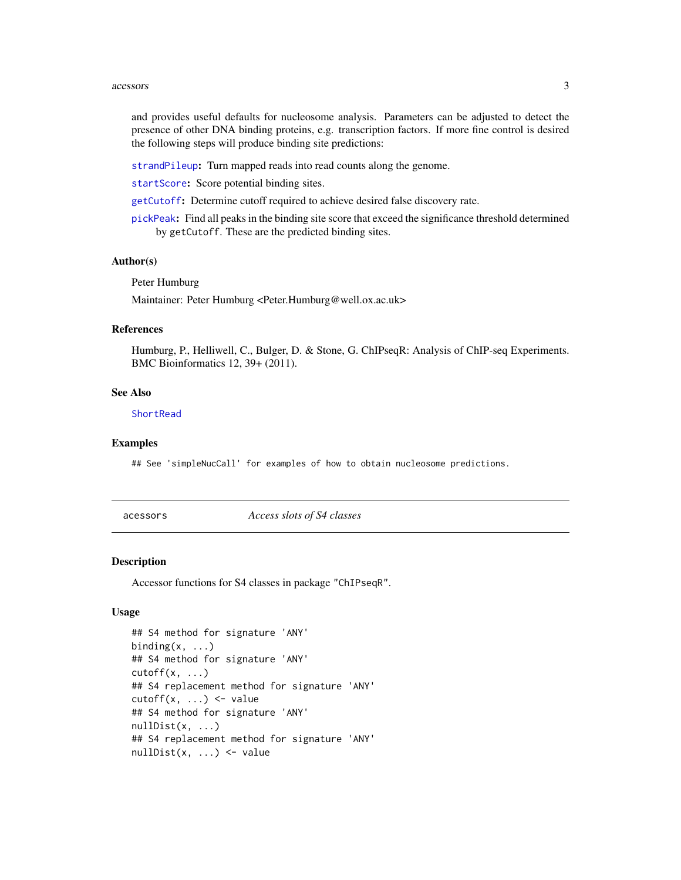and provides useful defaults for nucleosome analysis. Parameters can be adjusted to detect the presence of other DNA binding proteins, e.g. transcription factors. If more fine control is desired the following steps will produce binding site predictions:

**strandPileup:** Turn mapped reads into read counts along the genome.

**startScore:** Score potential binding sites.

**getCutoff:** Determine cutoff required to achieve desired false discovery rate.

**pickPeak:** Find all peaks in the binding site score that exceed the significance threshold determined by `getCutoff`. These are the predicted binding sites.

### Author(s)

Peter Humburg

Maintainer: Peter Humburg <Peter.Humburg@well.ox.ac.uk>

### References

Humburg, P., Helliwell, C., Bulger, D. & Stone, G. ChIPseqR: Analysis of ChIP-seq Experiments. BMC Bioinformatics 12, 39+ (2011).

### See Also

ShortRead

### Examples

```
## See 'simpleNucCall' for examples of how to obtain nucleosome predictions.
```

---

## acessors — *Access slots of S4 classes*

---

### Description

Accessor functions for S4 classes in package "ChIPseqR".

### Usage

```
## S4 method for signature 'ANY'
binding(x, ...)
## S4 method for signature 'ANY'
cutoff(x, ...)
## S4 replacement method for signature 'ANY'
cutoff(x, ...) <- value
## S4 method for signature 'ANY'
nullDist(x, ...)
## S4 replacement method for signature 'ANY'
nullDist(x, ...) <- value
```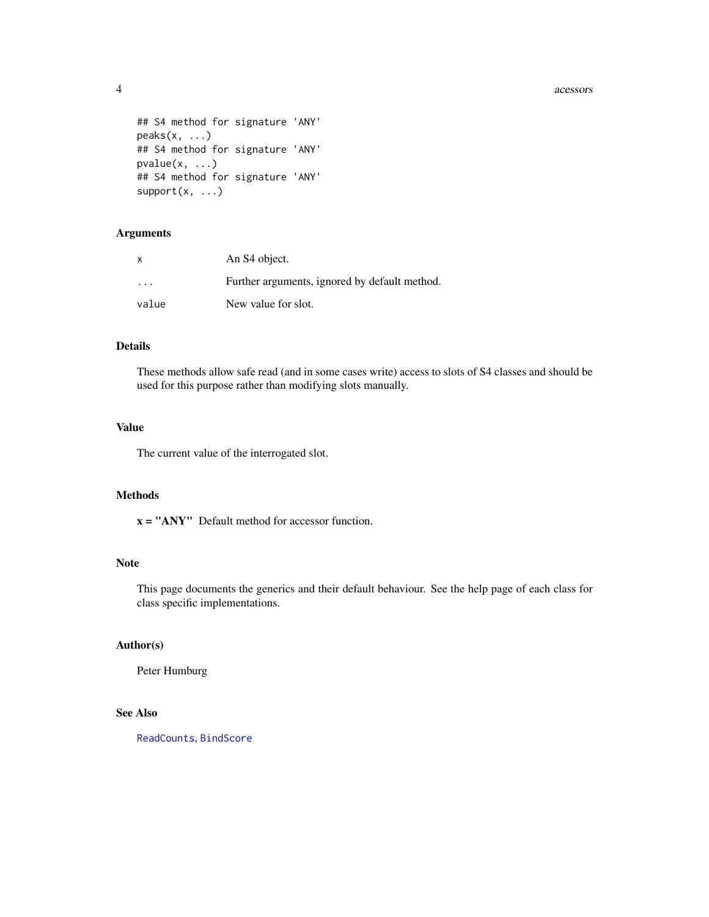```
## S4 method for signature 'ANY'
peaks(x, ...)
## S4 method for signature 'ANY'
pvalue(x, ...)
## S4 method for signature 'ANY'
support(x, ...)
```

## Arguments

| | |
|---|---|
| `x` | An S4 object. |
| `...` | Further arguments, ignored by default method. |
| `value` | New value for slot. |

## Details

These methods allow safe read (and in some cases write) access to slots of S4 classes and should be used for this purpose rather than modifying slots manually.

## Value

The current value of the interrogated slot.

## Methods

**x = "ANY"** Default method for accessor function.

## Note

This page documents the generics and their default behaviour. See the help page of each class for class specific implementations.

## Author(s)

Peter Humburg

## See Also

`ReadCounts`, `BindScore`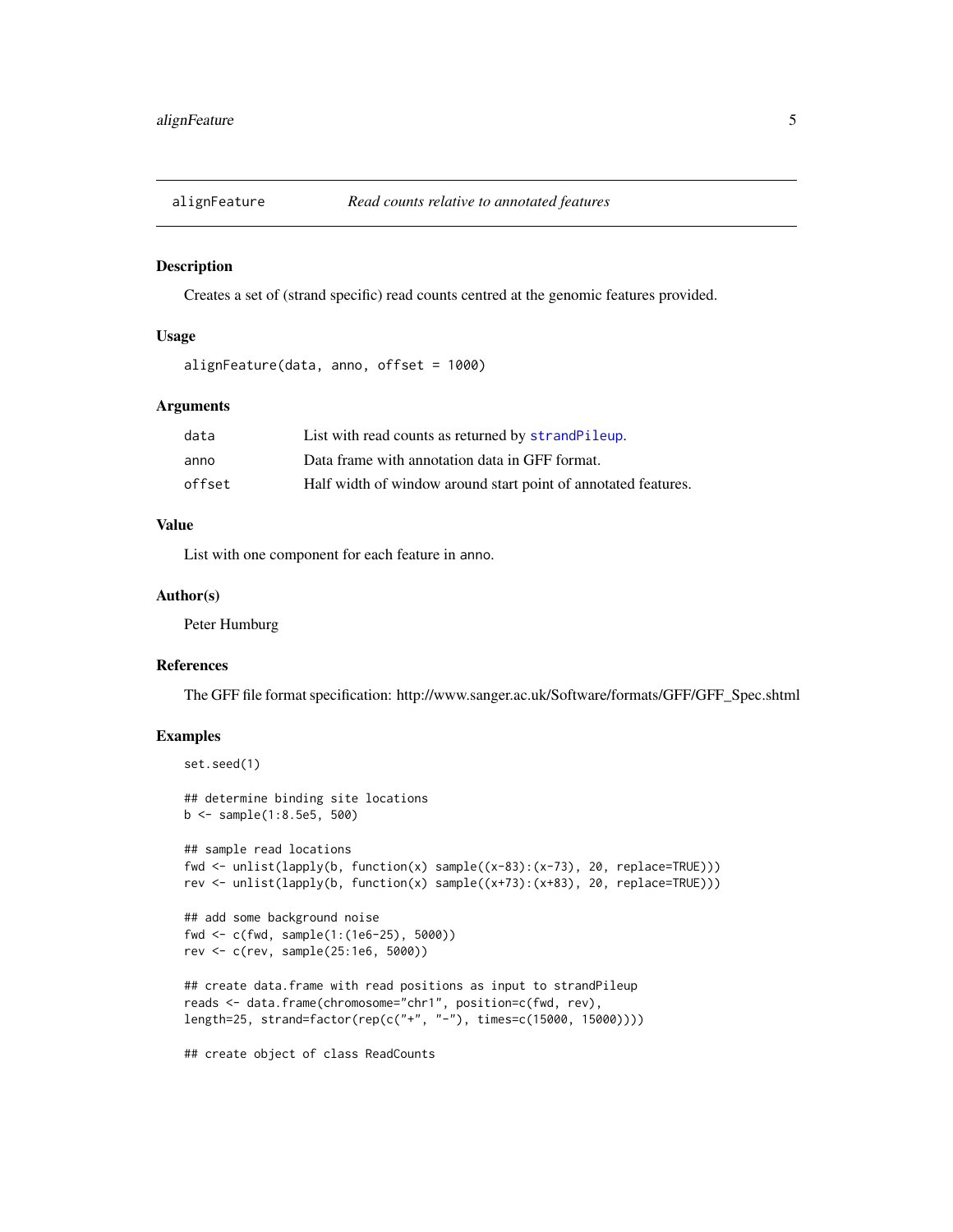# alignFeature *Read counts relative to annotated features*

## Description

Creates a set of (strand specific) read counts centred at the genomic features provided.

## Usage

```
alignFeature(data, anno, offset = 1000)
```

## Arguments

| | |
|---|---|
| data | List with read counts as returned by strandPileup. |
| anno | Data frame with annotation data in GFF format. |
| offset | Half width of window around start point of annotated features. |

## Value

List with one component for each feature in anno.

## Author(s)

Peter Humburg

## References

The GFF file format specification: http://www.sanger.ac.uk/Software/formats/GFF/GFF_Spec.shtml

## Examples

```
set.seed(1)

## determine binding site locations
b <- sample(1:8.5e5, 500)

## sample read locations
fwd <- unlist(lapply(b, function(x) sample((x-83):(x-73), 20, replace=TRUE)))
rev <- unlist(lapply(b, function(x) sample((x+73):(x+83), 20, replace=TRUE)))

## add some background noise
fwd <- c(fwd, sample(1:(1e6-25), 5000))
rev <- c(rev, sample(25:1e6, 5000))

## create data.frame with read positions as input to strandPileup
reads <- data.frame(chromosome="chr1", position=c(fwd, rev),
length=25, strand=factor(rep(c("+", "-"), times=c(15000, 15000))))

## create object of class ReadCounts
```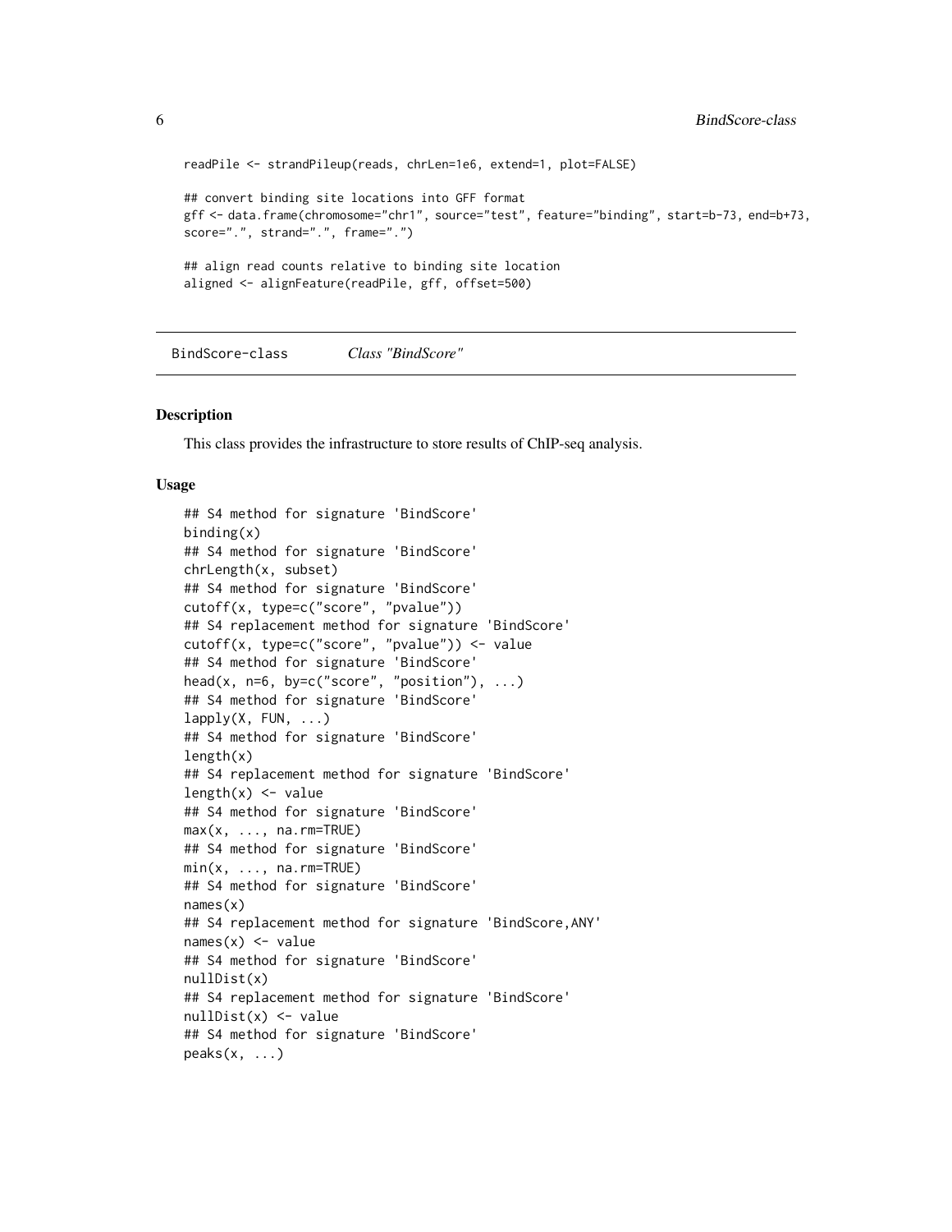```
readPile <- strandPileup(reads, chrLen=1e6, extend=1, plot=FALSE)

## convert binding site locations into GFF format
gff <- data.frame(chromosome="chr1", source="test", feature="binding", start=b-73, end=b+73,
score=".", strand=".", frame=".")

## align read counts relative to binding site location
aligned <- alignFeature(readPile, gff, offset=500)
```

---

BindScore-class *Class "BindScore"*

---

## Description

This class provides the infrastructure to store results of ChIP-seq analysis.

## Usage

```
## S4 method for signature 'BindScore'
binding(x)
## S4 method for signature 'BindScore'
chrLength(x, subset)
## S4 method for signature 'BindScore'
cutoff(x, type=c("score", "pvalue"))
## S4 replacement method for signature 'BindScore'
cutoff(x, type=c("score", "pvalue")) <- value
## S4 method for signature 'BindScore'
head(x, n=6, by=c("score", "position"), ...)
## S4 method for signature 'BindScore'
lapply(X, FUN, ...)
## S4 method for signature 'BindScore'
length(x)
## S4 replacement method for signature 'BindScore'
length(x) <- value
## S4 method for signature 'BindScore'
max(x, ..., na.rm=TRUE)
## S4 method for signature 'BindScore'
min(x, ..., na.rm=TRUE)
## S4 method for signature 'BindScore'
names(x)
## S4 replacement method for signature 'BindScore,ANY'
names(x) <- value
## S4 method for signature 'BindScore'
nullDist(x)
## S4 replacement method for signature 'BindScore'
nullDist(x) <- value
## S4 method for signature 'BindScore'
peaks(x, ...)
```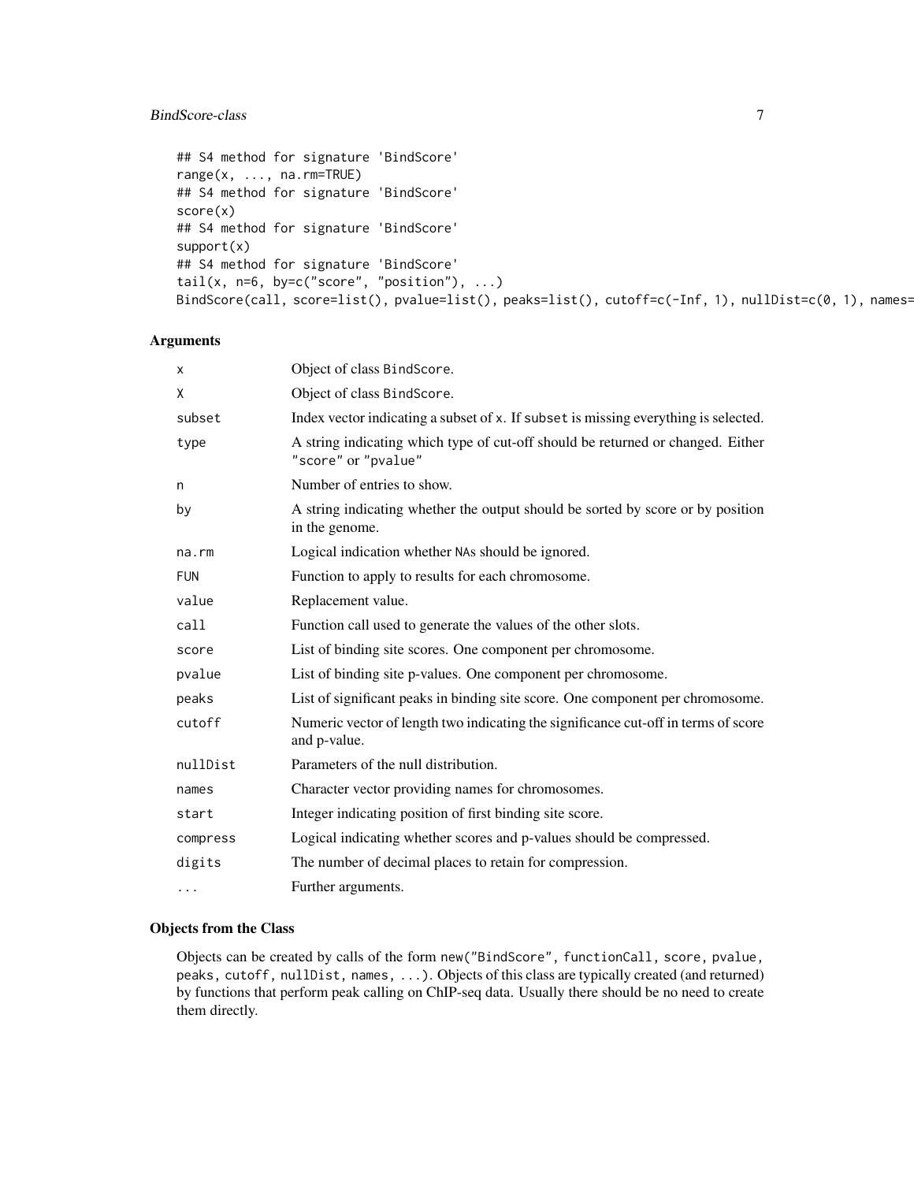```
## S4 method for signature 'BindScore'
range(x, ..., na.rm=TRUE)
## S4 method for signature 'BindScore'
score(x)
## S4 method for signature 'BindScore'
support(x)
## S4 method for signature 'BindScore'
tail(x, n=6, by=c("score", "position"), ...)
BindScore(call, score=list(), pvalue=list(), peaks=list(), cutoff=c(-Inf, 1), nullDist=c(0, 1), names=
```

## Arguments

| | |
|---|---|
| `x` | Object of class `BindScore`. |
| `X` | Object of class `BindScore`. |
| `subset` | Index vector indicating a subset of `x`. If `subset` is missing everything is selected. |
| `type` | A string indicating which type of cut-off should be returned or changed. Either `"score"` or `"pvalue"` |
| `n` | Number of entries to show. |
| `by` | A string indicating whether the output should be sorted by score or by position in the genome. |
| `na.rm` | Logical indication whether `NA`s should be ignored. |
| `FUN` | Function to apply to results for each chromosome. |
| `value` | Replacement value. |
| `call` | Function call used to generate the values of the other slots. |
| `score` | List of binding site scores. One component per chromosome. |
| `pvalue` | List of binding site p-values. One component per chromosome. |
| `peaks` | List of significant peaks in binding site score. One component per chromosome. |
| `cutoff` | Numeric vector of length two indicating the significance cut-off in terms of score and p-value. |
| `nullDist` | Parameters of the null distribution. |
| `names` | Character vector providing names for chromosomes. |
| `start` | Integer indicating position of first binding site score. |
| `compress` | Logical indicating whether scores and p-values should be compressed. |
| `digits` | The number of decimal places to retain for compression. |
| `...` | Further arguments. |

## Objects from the Class

Objects can be created by calls of the form `new("BindScore", functionCall, score, pvalue, peaks, cutoff, nullDist, names, ...)`. Objects of this class are typically created (and returned) by functions that perform peak calling on ChIP-seq data. Usually there should be no need to create them directly.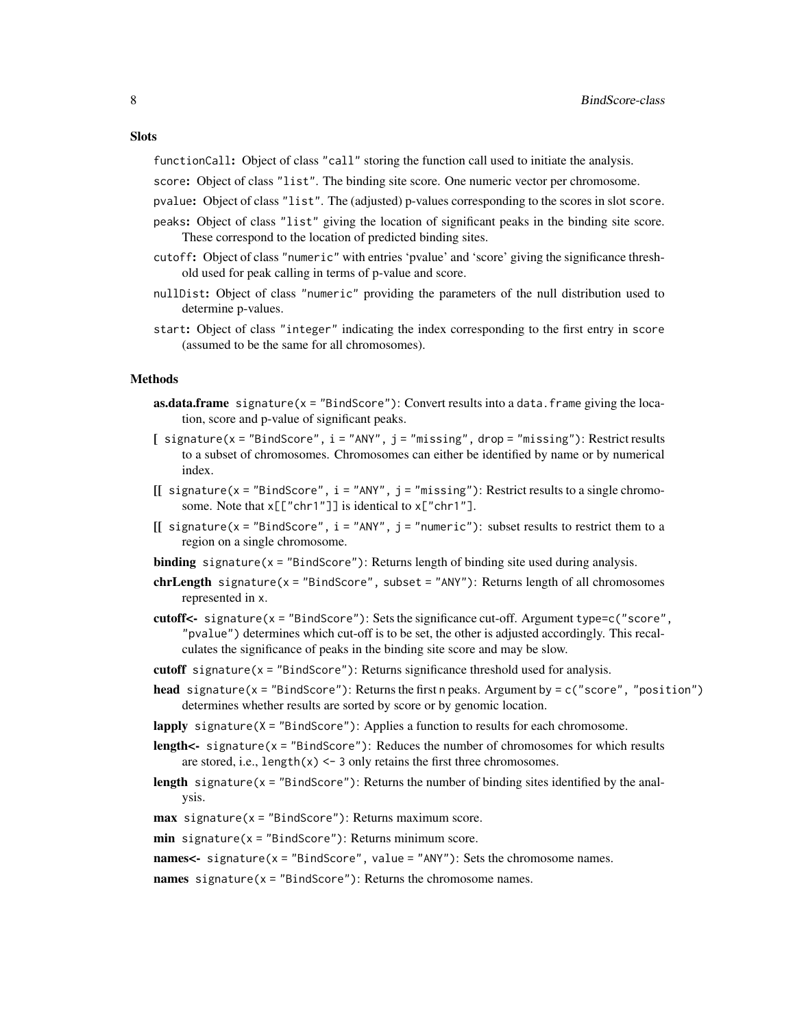## Slots

`functionCall`**:** Object of class `"call"` storing the function call used to initiate the analysis.

`score`**:** Object of class `"list"`. The binding site score. One numeric vector per chromosome.

`pvalue`**:** Object of class `"list"`. The (adjusted) p-values corresponding to the scores in slot `score`.

`peaks`**:** Object of class `"list"` giving the location of significant peaks in the binding site score. These correspond to the location of predicted binding sites.

`cutoff`**:** Object of class `"numeric"` with entries 'pvalue' and 'score' giving the significance threshold used for peak calling in terms of p-value and score.

`nullDist`**:** Object of class `"numeric"` providing the parameters of the null distribution used to determine p-values.

`start`**:** Object of class `"integer"` indicating the index corresponding to the first entry in `score` (assumed to be the same for all chromosomes).

## Methods

**as.data.frame** `signature(x = "BindScore")`: Convert results into a `data.frame` giving the location, score and p-value of significant peaks.

**[** `signature(x = "BindScore", i = "ANY", j = "missing", drop = "missing")`: Restrict results to a subset of chromosomes. Chromosomes can either be identified by name or by numerical index.

**[[** `signature(x = "BindScore", i = "ANY", j = "missing")`: Restrict results to a single chromosome. Note that `x[["chr1"]]` is identical to `x["chr1"]`.

**[[** `signature(x = "BindScore", i = "ANY", j = "numeric")`: subset results to restrict them to a region on a single chromosome.

**binding** `signature(x = "BindScore")`: Returns length of binding site used during analysis.

**chrLength** `signature(x = "BindScore", subset = "ANY")`: Returns length of all chromosomes represented in `x`.

**cutoff<-** `signature(x = "BindScore")`: Sets the significance cut-off. Argument `type=c("score", "pvalue")` determines which cut-off is to be set, the other is adjusted accordingly. This recalculates the significance of peaks in the binding site score and may be slow.

**cutoff** `signature(x = "BindScore")`: Returns significance threshold used for analysis.

**head** `signature(x = "BindScore")`: Returns the first `n` peaks. Argument `by = c("score", "position")` determines whether results are sorted by score or by genomic location.

**lapply** `signature(X = "BindScore")`: Applies a function to results for each chromosome.

**length<-** `signature(x = "BindScore")`: Reduces the number of chromosomes for which results are stored, i.e., `length(x) <- 3` only retains the first three chromosomes.

**length** `signature(x = "BindScore")`: Returns the number of binding sites identified by the analysis.

**max** `signature(x = "BindScore")`: Returns maximum score.

**min** `signature(x = "BindScore")`: Returns minimum score.

**names<-** `signature(x = "BindScore", value = "ANY")`: Sets the chromosome names.

**names** `signature(x = "BindScore")`: Returns the chromosome names.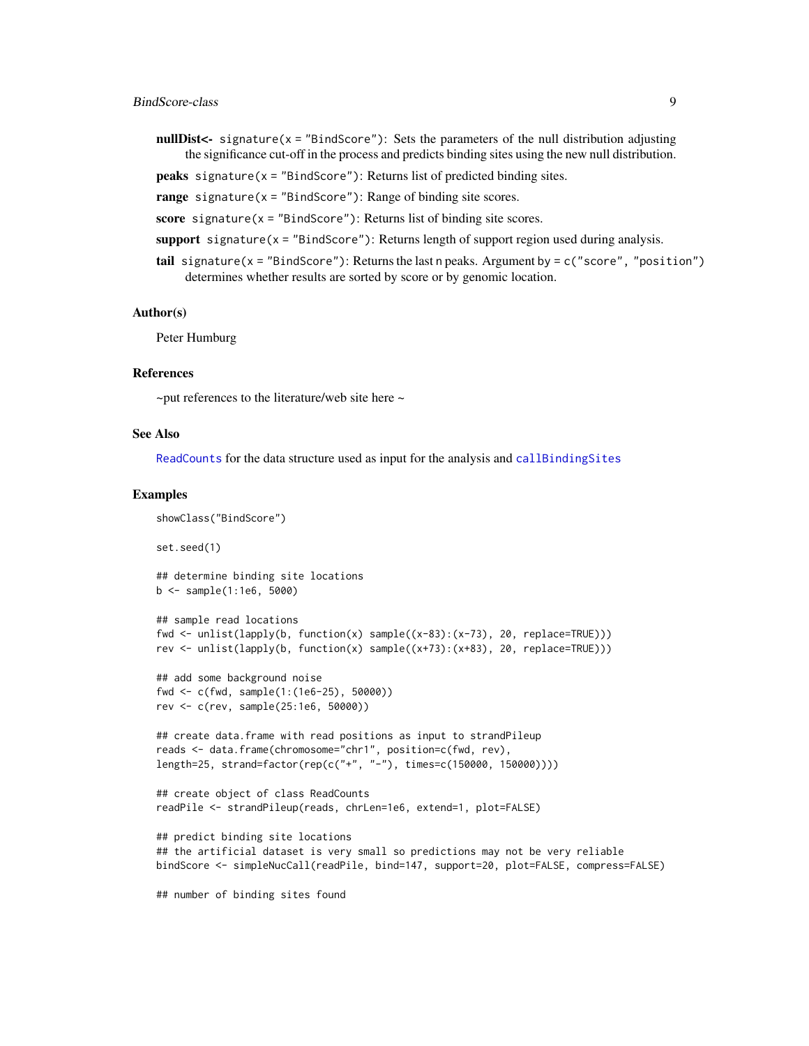**nullDist<-** `signature(x = "BindScore")`: Sets the parameters of the null distribution adjusting the significance cut-off in the process and predicts binding sites using the new null distribution.

**peaks** `signature(x = "BindScore")`: Returns list of predicted binding sites.

**range** `signature(x = "BindScore")`: Range of binding site scores.

**score** `signature(x = "BindScore")`: Returns list of binding site scores.

**support** `signature(x = "BindScore")`: Returns length of support region used during analysis.

**tail** `signature(x = "BindScore")`: Returns the last n peaks. Argument `by = c("score", "position")` determines whether results are sorted by score or by genomic location.

### Author(s)

Peter Humburg

### References

~put references to the literature/web site here ~

### See Also

`ReadCounts` for the data structure used as input for the analysis and `callBindingSites`

### Examples

```
showClass("BindScore")

set.seed(1)

## determine binding site locations
b <- sample(1:1e6, 5000)

## sample read locations
fwd <- unlist(lapply(b, function(x) sample((x-83):(x-73), 20, replace=TRUE)))
rev <- unlist(lapply(b, function(x) sample((x+73):(x+83), 20, replace=TRUE)))

## add some background noise
fwd <- c(fwd, sample(1:(1e6-25), 50000))
rev <- c(rev, sample(25:1e6, 50000))

## create data.frame with read positions as input to strandPileup
reads <- data.frame(chromosome="chr1", position=c(fwd, rev),
length=25, strand=factor(rep(c("+", "-"), times=c(150000, 150000))))

## create object of class ReadCounts
readPile <- strandPileup(reads, chrLen=1e6, extend=1, plot=FALSE)

## predict binding site locations
## the artificial dataset is very small so predictions may not be very reliable
bindScore <- simpleNucCall(readPile, bind=147, support=20, plot=FALSE, compress=FALSE)

## number of binding sites found
```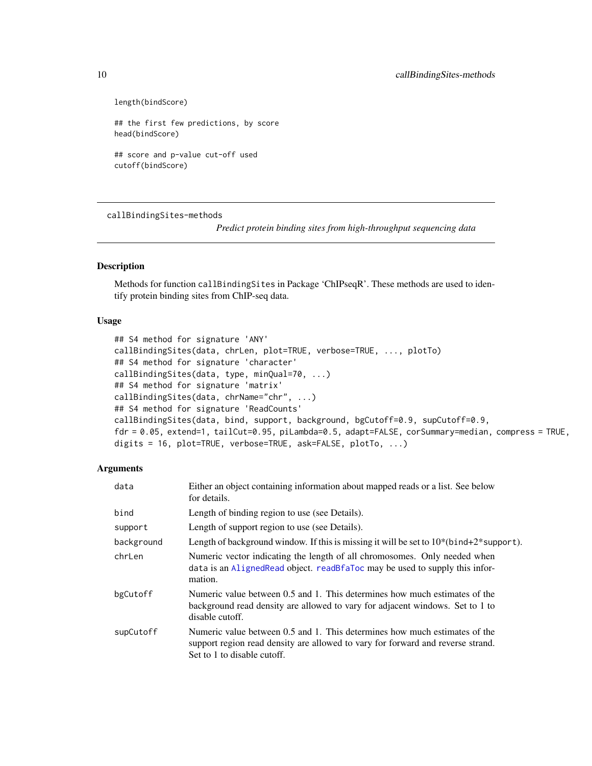```
length(bindScore)

## the first few predictions, by score
head(bindScore)

## score and p-value cut-off used
cutoff(bindScore)
```

---

## callBindingSites-methods

*Predict protein binding sites from high-throughput sequencing data*

---

### Description

Methods for function `callBindingSites` in Package 'ChIPseqR'. These methods are used to identify protein binding sites from ChIP-seq data.

### Usage

```
## S4 method for signature 'ANY'
callBindingSites(data, chrLen, plot=TRUE, verbose=TRUE, ..., plotTo)
## S4 method for signature 'character'
callBindingSites(data, type, minQual=70, ...)
## S4 method for signature 'matrix'
callBindingSites(data, chrName="chr", ...)
## S4 method for signature 'ReadCounts'
callBindingSites(data, bind, support, background, bgCutoff=0.9, supCutoff=0.9,
fdr = 0.05, extend=1, tailCut=0.95, piLambda=0.5, adapt=FALSE, corSummary=median, compress = TRUE,
digits = 16, plot=TRUE, verbose=TRUE, ask=FALSE, plotTo, ...)
```

### Arguments

| | |
|---|---|
| `data` | Either an object containing information about mapped reads or a list. See below for details. |
| `bind` | Length of binding region to use (see Details). |
| `support` | Length of support region to use (see Details). |
| `background` | Length of background window. If this is missing it will be set to 10*(`bind`+2*`support`). |
| `chrLen` | Numeric vector indicating the length of all chromosomes. Only needed when `data` is an `AlignedRead` object. `readBfaToc` may be used to supply this information. |
| `bgCutoff` | Numeric value between 0.5 and 1. This determines how much estimates of the background read density are allowed to vary for adjacent windows. Set to 1 to disable cutoff. |
| `supCutoff` | Numeric value between 0.5 and 1. This determines how much estimates of the support region read density are allowed to vary for forward and reverse strand. Set to 1 to disable cutoff. |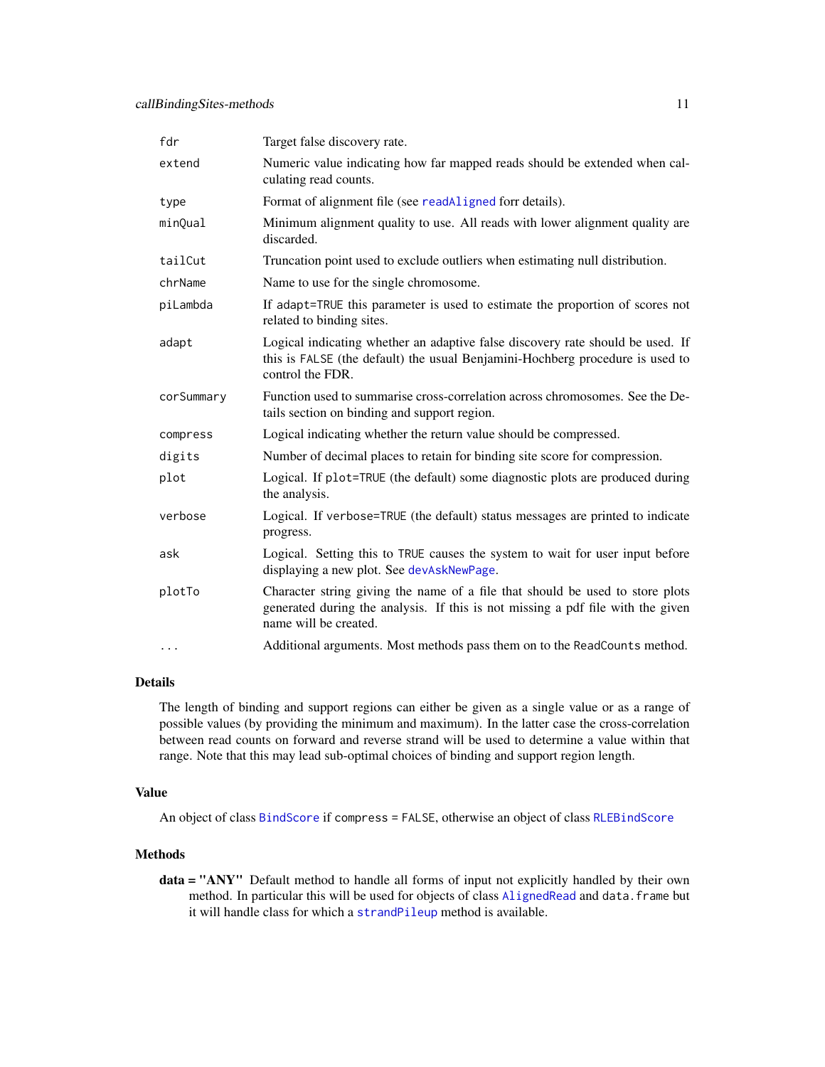| | |
|---|---|
| `fdr` | Target false discovery rate. |
| `extend` | Numeric value indicating how far mapped reads should be extended when calculating read counts. |
| `type` | Format of alignment file (see `readAligned` forr details). |
| `minQual` | Minimum alignment quality to use. All reads with lower alignment quality are discarded. |
| `tailCut` | Truncation point used to exclude outliers when estimating null distribution. |
| `chrName` | Name to use for the single chromosome. |
| `piLambda` | If `adapt=TRUE` this parameter is used to estimate the proportion of scores not related to binding sites. |
| `adapt` | Logical indicating whether an adaptive false discovery rate should be used. If this is `FALSE` (the default) the usual Benjamini-Hochberg procedure is used to control the FDR. |
| `corSummary` | Function used to summarise cross-correlation across chromosomes. See the Details section on binding and support region. |
| `compress` | Logical indicating whether the return value should be compressed. |
| `digits` | Number of decimal places to retain for binding site score for compression. |
| `plot` | Logical. If `plot=TRUE` (the default) some diagnostic plots are produced during the analysis. |
| `verbose` | Logical. If `verbose=TRUE` (the default) status messages are printed to indicate progress. |
| `ask` | Logical. Setting this to `TRUE` causes the system to wait for user input before displaying a new plot. See `devAskNewPage`. |
| `plotTo` | Character string giving the name of a file that should be used to store plots generated during the analysis. If this is not missing a pdf file with the given name will be created. |
| `...` | Additional arguments. Most methods pass them on to the `ReadCounts` method. |

## Details

The length of binding and support regions can either be given as a single value or as a range of possible values (by providing the minimum and maximum). In the latter case the cross-correlation between read counts on forward and reverse strand will be used to determine a value within that range. Note that this may lead sub-optimal choices of binding and support region length.

## Value

An object of class `BindScore` if `compress = FALSE`, otherwise an object of class `RLEBindScore`

## Methods

**data = "ANY"** Default method to handle all forms of input not explicitly handled by their own method. In particular this will be used for objects of class `AlignedRead` and `data.frame` but it will handle class for which a `strandPileup` method is available.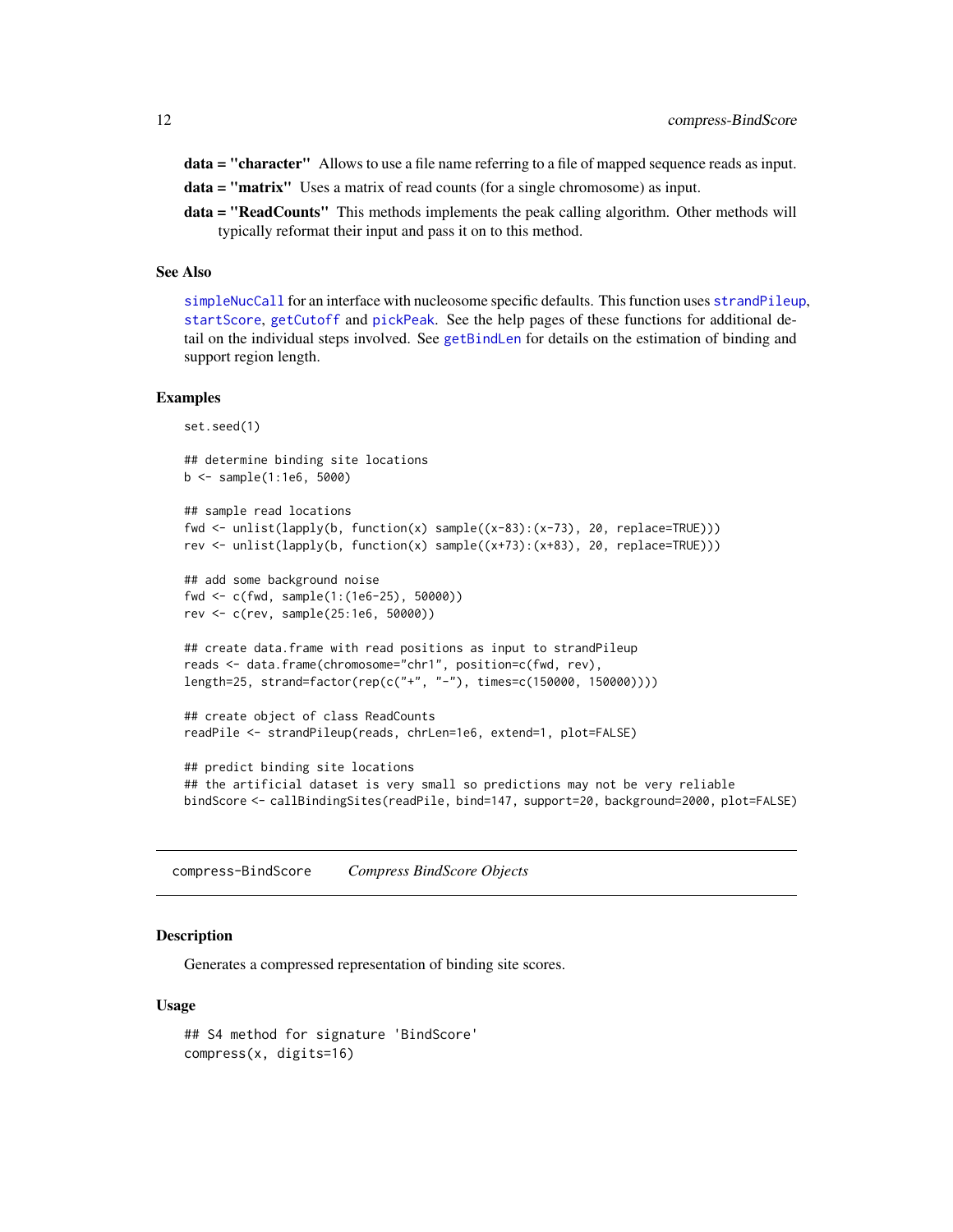**data = "character"** Allows to use a file name referring to a file of mapped sequence reads as input.

**data = "matrix"** Uses a matrix of read counts (for a single chromosome) as input.

**data = "ReadCounts"** This methods implements the peak calling algorithm. Other methods will typically reformat their input and pass it on to this method.

## See Also

`simpleNucCall` for an interface with nucleosome specific defaults. This function uses `strandPileup`, `startScore`, `getCutoff` and `pickPeak`. See the help pages of these functions for additional detail on the individual steps involved. See `getBindLen` for details on the estimation of binding and support region length.

## Examples

```
set.seed(1)

## determine binding site locations
b <- sample(1:1e6, 5000)

## sample read locations
fwd <- unlist(lapply(b, function(x) sample((x-83):(x-73), 20, replace=TRUE)))
rev <- unlist(lapply(b, function(x) sample((x+73):(x+83), 20, replace=TRUE)))

## add some background noise
fwd <- c(fwd, sample(1:(1e6-25), 50000))
rev <- c(rev, sample(25:1e6, 50000))

## create data.frame with read positions as input to strandPileup
reads <- data.frame(chromosome="chr1", position=c(fwd, rev),
length=25, strand=factor(rep(c("+", "-"), times=c(150000, 150000))))

## create object of class ReadCounts
readPile <- strandPileup(reads, chrLen=1e6, extend=1, plot=FALSE)

## predict binding site locations
## the artificial dataset is very small so predictions may not be very reliable
bindScore <- callBindingSites(readPile, bind=147, support=20, background=2000, plot=FALSE)
```

---

# compress-BindScore *Compress BindScore Objects*

## Description

Generates a compressed representation of binding site scores.

## Usage

```
## S4 method for signature 'BindScore'
compress(x, digits=16)
```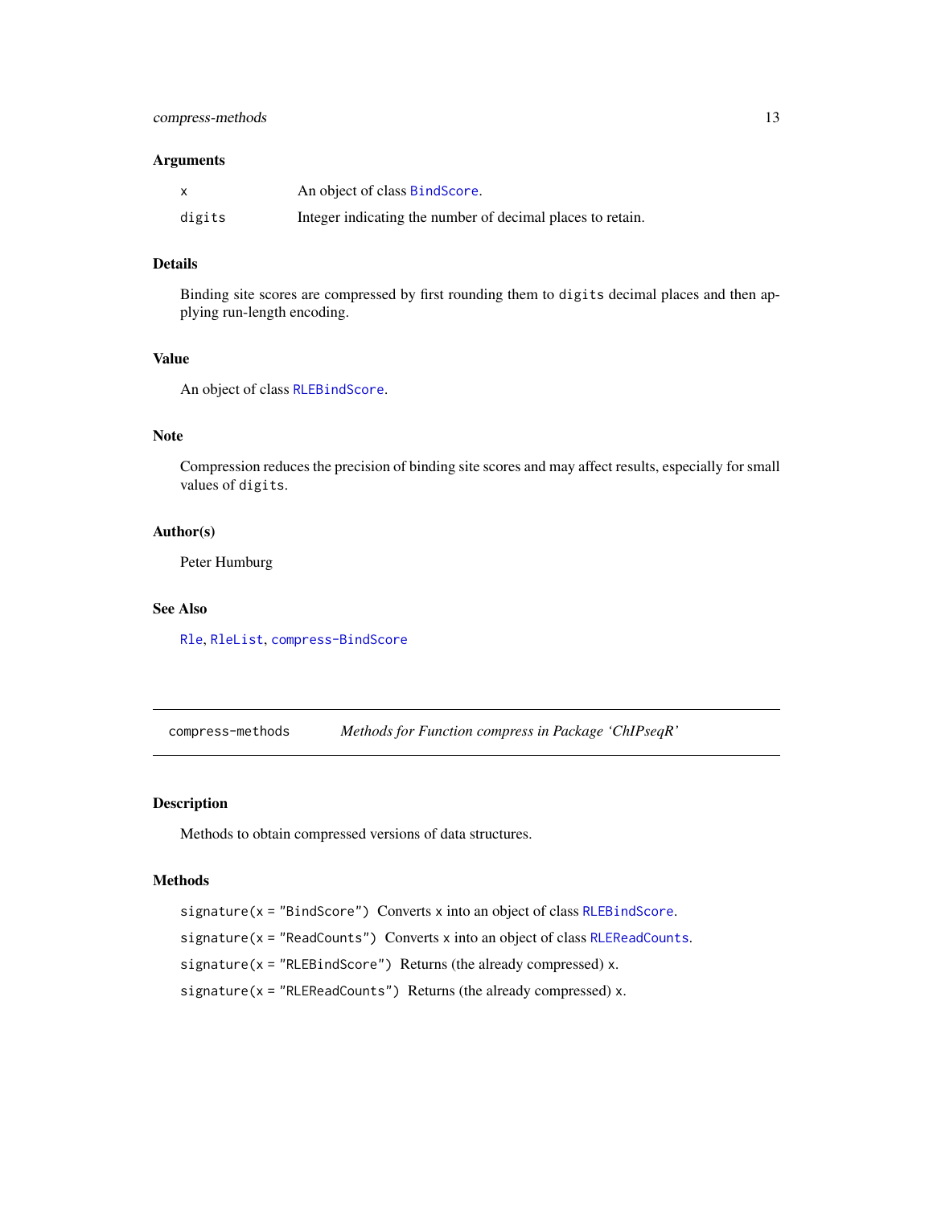### Arguments

| | |
|---|---|
| `x` | An object of class `BindScore`. |
| `digits` | Integer indicating the number of decimal places to retain. |

### Details

Binding site scores are compressed by first rounding them to `digits` decimal places and then applying run-length encoding.

### Value

An object of class `RLEBindScore`.

### Note

Compression reduces the precision of binding site scores and may affect results, especially for small values of `digits`.

### Author(s)

Peter Humburg

### See Also

`Rle`, `RleList`, `compress-BindScore`

---

## `compress-methods` *Methods for Function compress in Package 'ChIPseqR'*

---

### Description

Methods to obtain compressed versions of data structures.

### Methods

`signature(x = "BindScore")` Converts `x` into an object of class `RLEBindScore`.

`signature(x = "ReadCounts")` Converts `x` into an object of class `RLEReadCounts`.

`signature(x = "RLEBindScore")` Returns (the already compressed) `x`.

`signature(x = "RLEReadCounts")` Returns (the already compressed) `x`.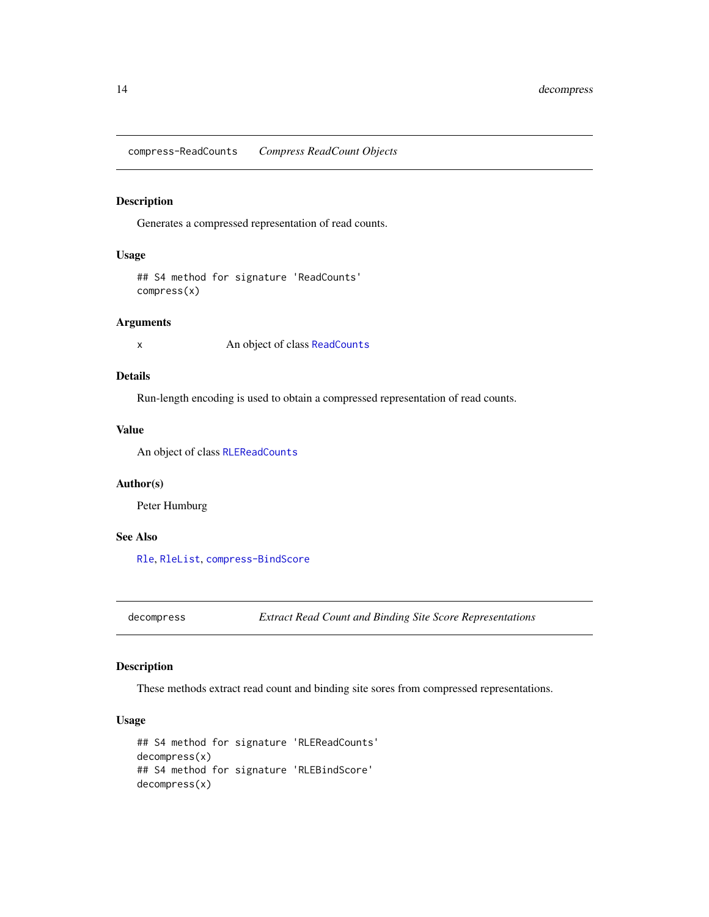## compress-ReadCounts *Compress ReadCount Objects*

### Description

Generates a compressed representation of read counts.

### Usage

```
## S4 method for signature 'ReadCounts'
compress(x)
```

### Arguments

| | |
|---|---|
| x | An object of class ReadCounts |

### Details

Run-length encoding is used to obtain a compressed representation of read counts.

### Value

An object of class RLEReadCounts

### Author(s)

Peter Humburg

### See Also

Rle, RleList, compress-BindScore

## decompress *Extract Read Count and Binding Site Score Representations*

### Description

These methods extract read count and binding site sores from compressed representations.

### Usage

```
## S4 method for signature 'RLEReadCounts'
decompress(x)
## S4 method for signature 'RLEBindScore'
decompress(x)
```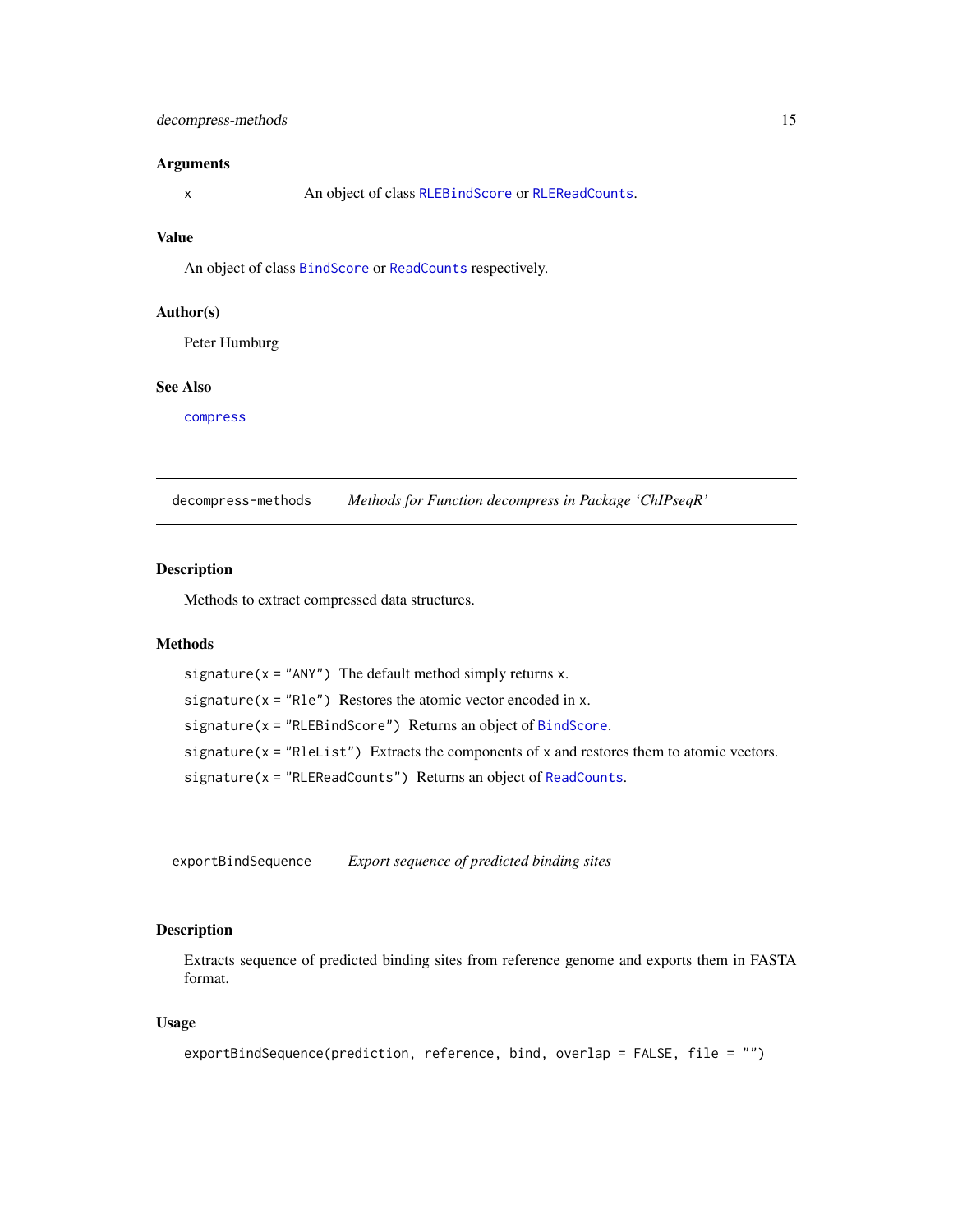### Arguments

x An object of class `RLEBindScore` or `RLEReadCounts`.

### Value

An object of class `BindScore` or `ReadCounts` respectively.

### Author(s)

Peter Humburg

### See Also

`compress`

---

## decompress-methods *Methods for Function decompress in Package 'ChIPseqR'*

### Description

Methods to extract compressed data structures.

### Methods

`signature(x = "ANY")` The default method simply returns `x`.

`signature(x = "Rle")` Restores the atomic vector encoded in `x`.

`signature(x = "RLEBindScore")` Returns an object of `BindScore`.

`signature(x = "RleList")` Extracts the components of `x` and restores them to atomic vectors.

`signature(x = "RLEReadCounts")` Returns an object of `ReadCounts`.

---

## exportBindSequence *Export sequence of predicted binding sites*

### Description

Extracts sequence of predicted binding sites from reference genome and exports them in FASTA format.

### Usage

```
exportBindSequence(prediction, reference, bind, overlap = FALSE, file = "")
```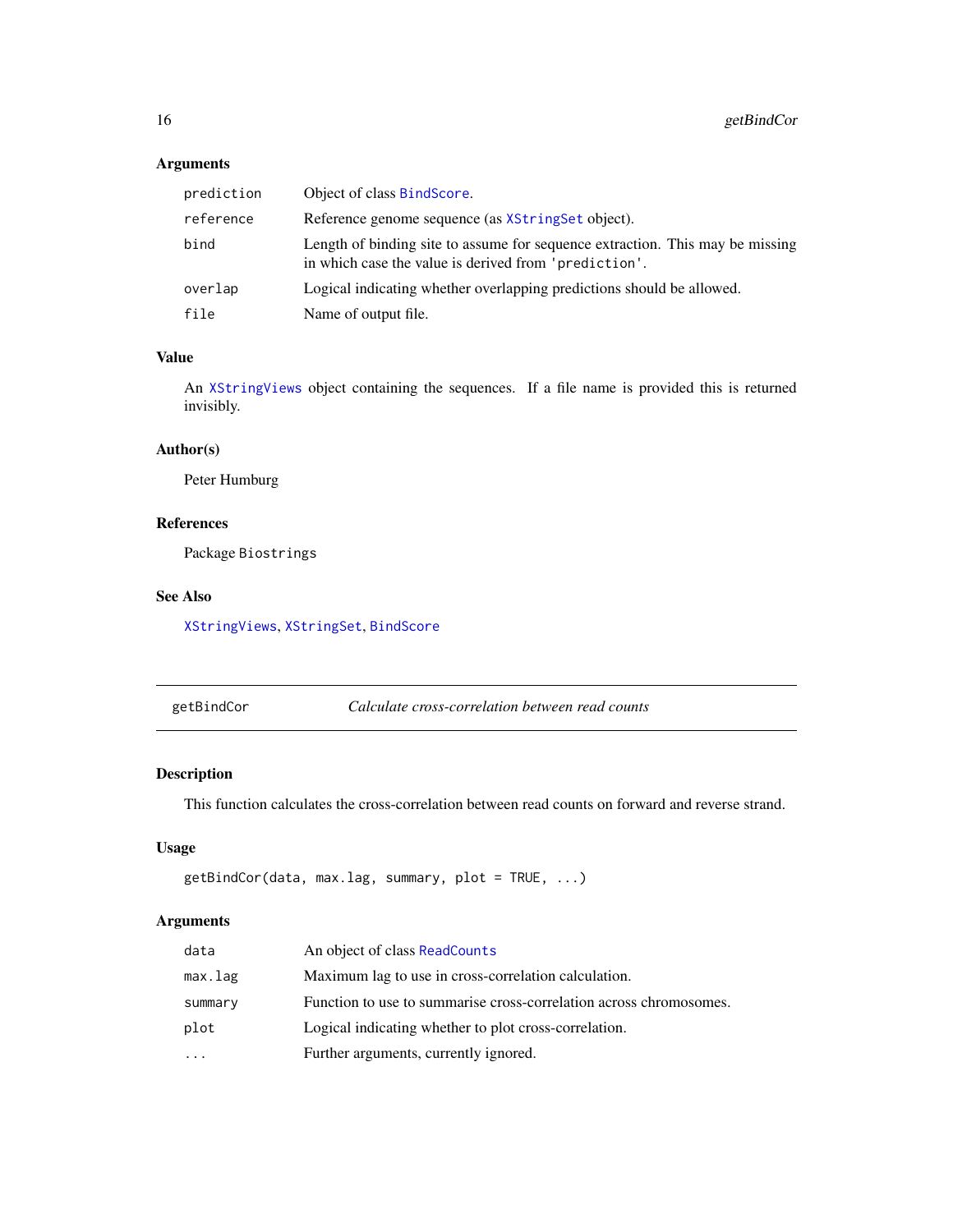### Arguments

| | |
|---|---|
| `prediction` | Object of class `BindScore`. |
| `reference` | Reference genome sequence (as `XStringSet` object). |
| `bind` | Length of binding site to assume for sequence extraction. This may be missing in which case the value is derived from `'prediction'`. |
| `overlap` | Logical indicating whether overlapping predictions should be allowed. |
| `file` | Name of output file. |

### Value

An `XStringViews` object containing the sequences. If a file name is provided this is returned invisibly.

### Author(s)

Peter Humburg

### References

Package `Biostrings`

### See Also

`XStringViews`, `XStringSet`, `BindScore`

---

## getBindCor — *Calculate cross-correlation between read counts*

### Description

This function calculates the cross-correlation between read counts on forward and reverse strand.

### Usage

```
getBindCor(data, max.lag, summary, plot = TRUE, ...)
```

### Arguments

| | |
|---|---|
| `data` | An object of class `ReadCounts` |
| `max.lag` | Maximum lag to use in cross-correlation calculation. |
| `summary` | Function to use to summarise cross-correlation across chromosomes. |
| `plot` | Logical indicating whether to plot cross-correlation. |
| `...` | Further arguments, currently ignored. |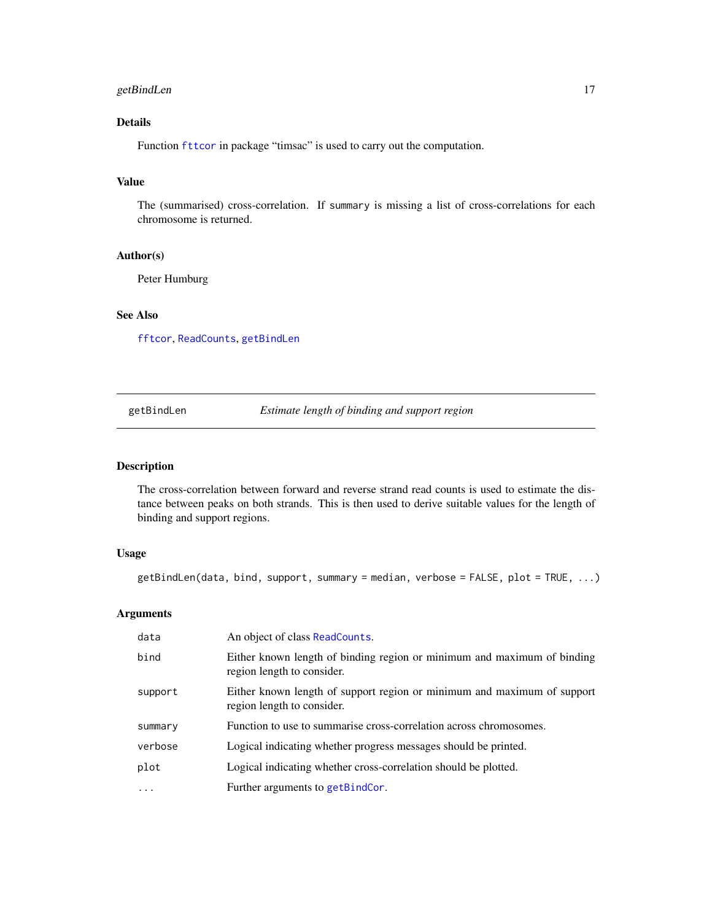### Details

Function `fttcor` in package "timsac" is used to carry out the computation.

### Value

The (summarised) cross-correlation. If `summary` is missing a list of cross-correlations for each chromosome is returned.

### Author(s)

Peter Humburg

### See Also

`fftcor`, `ReadCounts`, `getBindLen`

---

## getBindLen — *Estimate length of binding and support region*

---

### Description

The cross-correlation between forward and reverse strand read counts is used to estimate the distance between peaks on both strands. This is then used to derive suitable values for the length of binding and support regions.

### Usage

```
getBindLen(data, bind, support, summary = median, verbose = FALSE, plot = TRUE, ...)
```

### Arguments

| | |
|---|---|
| `data` | An object of class `ReadCounts`. |
| `bind` | Either known length of binding region or minimum and maximum of binding region length to consider. |
| `support` | Either known length of support region or minimum and maximum of support region length to consider. |
| `summary` | Function to use to summarise cross-correlation across chromosomes. |
| `verbose` | Logical indicating whether progress messages should be printed. |
| `plot` | Logical indicating whether cross-correlation should be plotted. |
| `...` | Further arguments to `getBindCor`. |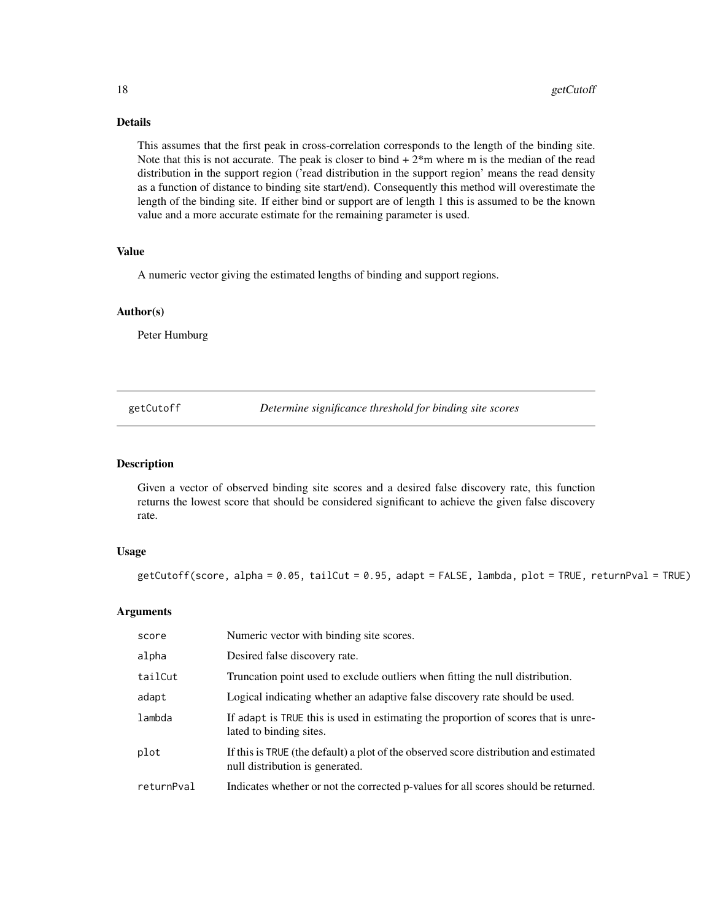## Details

This assumes that the first peak in cross-correlation corresponds to the length of the binding site. Note that this is not accurate. The peak is closer to bind + 2*m where m is the median of the read distribution in the support region ('read distribution in the support region' means the read density as a function of distance to binding site start/end). Consequently this method will overestimate the length of the binding site. If either bind or support are of length 1 this is assumed to be the known value and a more accurate estimate for the remaining parameter is used.

## Value

A numeric vector giving the estimated lengths of binding and support regions.

## Author(s)

Peter Humburg

---

# getCutoff — *Determine significance threshold for binding site scores*

## Description

Given a vector of observed binding site scores and a desired false discovery rate, this function returns the lowest score that should be considered significant to achieve the given false discovery rate.

## Usage

```
getCutoff(score, alpha = 0.05, tailCut = 0.95, adapt = FALSE, lambda, plot = TRUE, returnPval = TRUE)
```

## Arguments

| | |
|---|---|
| `score` | Numeric vector with binding site scores. |
| `alpha` | Desired false discovery rate. |
| `tailCut` | Truncation point used to exclude outliers when fitting the null distribution. |
| `adapt` | Logical indicating whether an adaptive false discovery rate should be used. |
| `lambda` | If `adapt` is `TRUE` this is used in estimating the proportion of scores that is unrelated to binding sites. |
| `plot` | If this is `TRUE` (the default) a plot of the observed score distribution and estimated null distribution is generated. |
| `returnPval` | Indicates whether or not the corrected p-values for all scores should be returned. |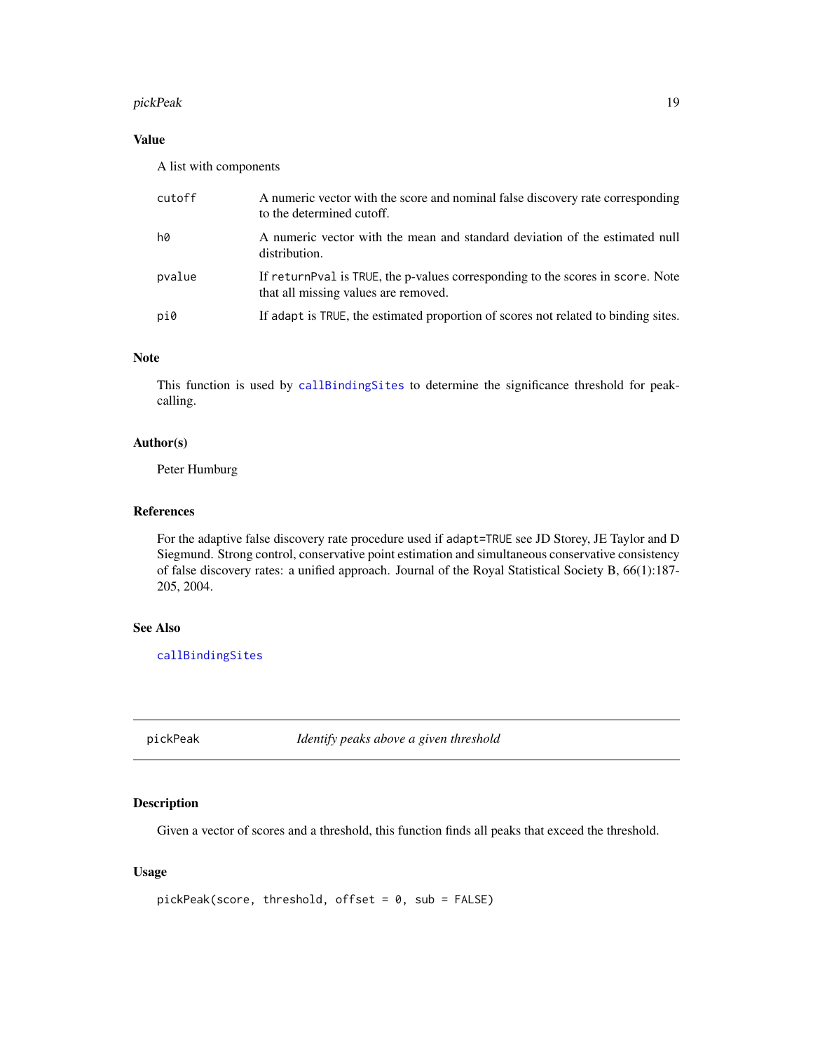### Value

A list with components

| | |
|---|---|
| cutoff | A numeric vector with the score and nominal false discovery rate corresponding to the determined cutoff. |
| h0 | A numeric vector with the mean and standard deviation of the estimated null distribution. |
| pvalue | If `returnPval` is `TRUE`, the p-values corresponding to the scores in `score`. Note that all missing values are removed. |
| pi0 | If `adapt` is `TRUE`, the estimated proportion of scores not related to binding sites. |

### Note

This function is used by `callBindingSites` to determine the significance threshold for peak-calling.

### Author(s)

Peter Humburg

### References

For the adaptive false discovery rate procedure used if `adapt=TRUE` see JD Storey, JE Taylor and D Siegmund. Strong control, conservative point estimation and simultaneous conservative consistency of false discovery rates: a unified approach. Journal of the Royal Statistical Society B, 66(1):187-205, 2004.

### See Also

`callBindingSites`

---

## pickPeak &nbsp;&nbsp;&nbsp;&nbsp; *Identify peaks above a given threshold*

### Description

Given a vector of scores and a threshold, this function finds all peaks that exceed the threshold.

### Usage

```
pickPeak(score, threshold, offset = 0, sub = FALSE)
```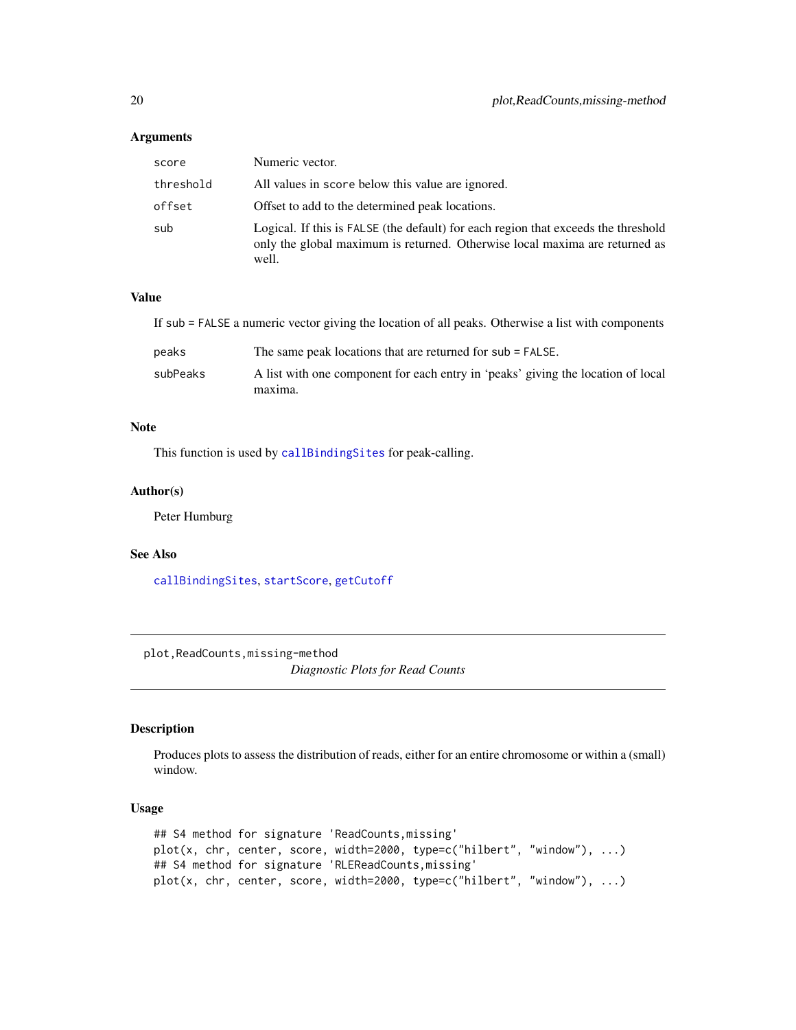### Arguments

| | |
|---|---|
| `score` | Numeric vector. |
| `threshold` | All values in `score` below this value are ignored. |
| `offset` | Offset to add to the determined peak locations. |
| `sub` | Logical. If this is `FALSE` (the default) for each region that exceeds the threshold only the global maximum is returned. Otherwise local maxima are returned as well. |

### Value

If `sub = FALSE` a numeric vector giving the location of all peaks. Otherwise a list with components

| | |
|---|---|
| `peaks` | The same peak locations that are returned for `sub = FALSE`. |
| `subPeaks` | A list with one component for each entry in 'peaks' giving the location of local maxima. |

### Note

This function is used by `callBindingSites` for peak-calling.

### Author(s)

Peter Humburg

### See Also

`callBindingSites`, `startScore`, `getCutoff`

---

## `plot,ReadCounts,missing-method` *Diagnostic Plots for Read Counts*

---

### Description

Produces plots to assess the distribution of reads, either for an entire chromosome or within a (small) window.

### Usage

```
## S4 method for signature 'ReadCounts,missing'
plot(x, chr, center, score, width=2000, type=c("hilbert", "window"), ...)
## S4 method for signature 'RLEReadCounts,missing'
plot(x, chr, center, score, width=2000, type=c("hilbert", "window"), ...)
```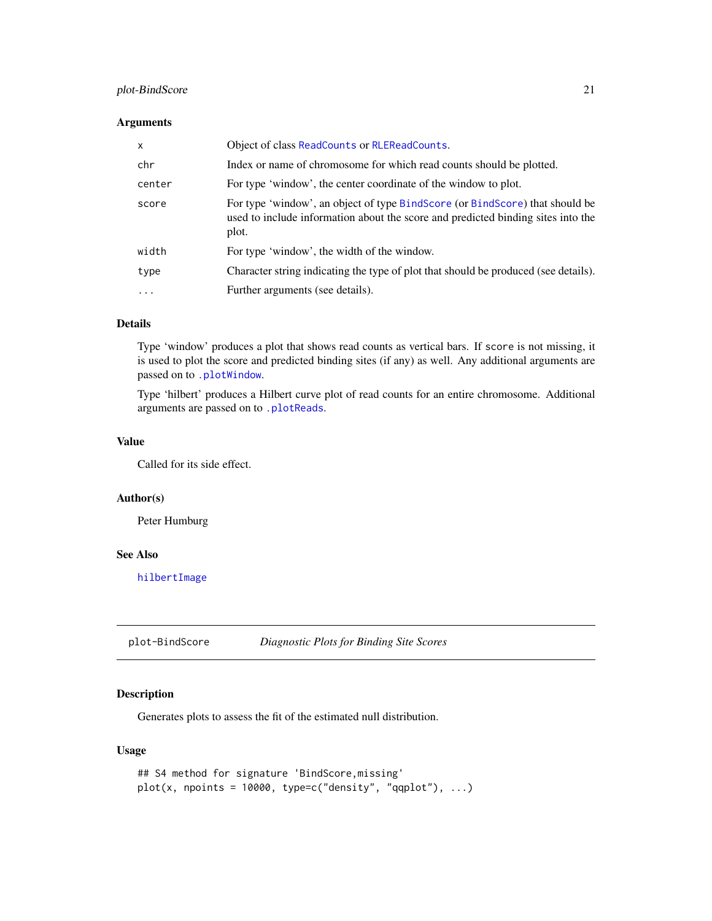### Arguments

| | |
|---|---|
| `x` | Object of class `ReadCounts` or `RLEReadCounts`. |
| `chr` | Index or name of chromosome for which read counts should be plotted. |
| `center` | For type 'window', the center coordinate of the window to plot. |
| `score` | For type 'window', an object of type `BindScore` (or `BindScore`) that should be used to include information about the score and predicted binding sites into the plot. |
| `width` | For type 'window', the width of the window. |
| `type` | Character string indicating the type of plot that should be produced (see details). |
| `...` | Further arguments (see details). |

### Details

Type 'window' produces a plot that shows read counts as vertical bars. If `score` is not missing, it is used to plot the score and predicted binding sites (if any) as well. Any additional arguments are passed on to `.plotWindow`.

Type 'hilbert' produces a Hilbert curve plot of read counts for an entire chromosome. Additional arguments are passed on to `.plotReads`.

### Value

Called for its side effect.

### Author(s)

Peter Humburg

### See Also

`hilbertImage`

---

## plot-BindScore *Diagnostic Plots for Binding Site Scores*

### Description

Generates plots to assess the fit of the estimated null distribution.

### Usage

```
## S4 method for signature 'BindScore,missing'
plot(x, npoints = 10000, type=c("density", "qqplot"), ...)
```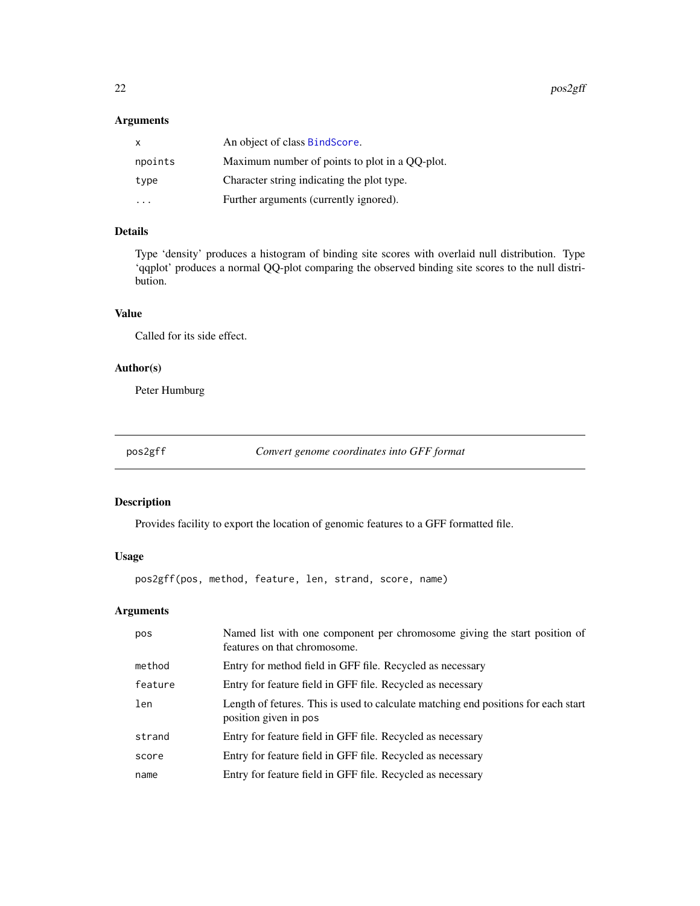### Arguments

| | |
|---|---|
| `x` | An object of class `BindScore`. |
| `npoints` | Maximum number of points to plot in a QQ-plot. |
| `type` | Character string indicating the plot type. |
| `...` | Further arguments (currently ignored). |

### Details

Type 'density' produces a histogram of binding site scores with overlaid null distribution. Type 'qqplot' produces a normal QQ-plot comparing the observed binding site scores to the null distribution.

### Value

Called for its side effect.

### Author(s)

Peter Humburg

---

## `pos2gff` *Convert genome coordinates into GFF format*

---

### Description

Provides facility to export the location of genomic features to a GFF formatted file.

### Usage

```
pos2gff(pos, method, feature, len, strand, score, name)
```

### Arguments

| | |
|---|---|
| `pos` | Named list with one component per chromosome giving the start position of features on that chromosome. |
| `method` | Entry for method field in GFF file. Recycled as necessary |
| `feature` | Entry for feature field in GFF file. Recycled as necessary |
| `len` | Length of fetures. This is used to calculate matching end positions for each start position given in `pos` |
| `strand` | Entry for feature field in GFF file. Recycled as necessary |
| `score` | Entry for feature field in GFF file. Recycled as necessary |
| `name` | Entry for feature field in GFF file. Recycled as necessary |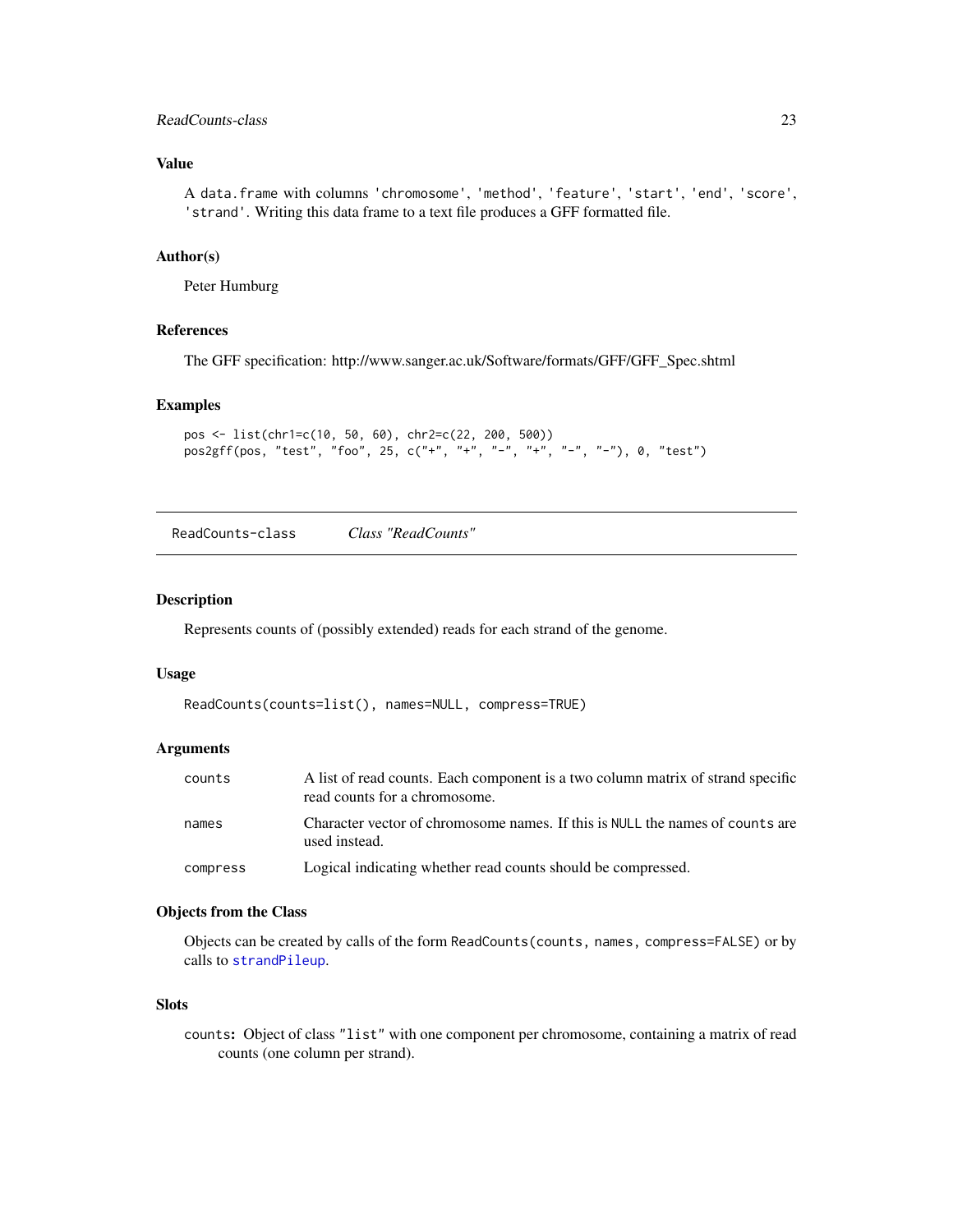### Value

A `data.frame` with columns `'chromosome'`, `'method'`, `'feature'`, `'start'`, `'end'`, `'score'`, `'strand'`. Writing this data frame to a text file produces a GFF formatted file.

### Author(s)

Peter Humburg

### References

The GFF specification: http://www.sanger.ac.uk/Software/formats/GFF/GFF_Spec.shtml

### Examples

```
pos <- list(chr1=c(10, 50, 60), chr2=c(22, 200, 500))
pos2gff(pos, "test", "foo", 25, c("+", "+", "-", "+", "-", "-"), 0, "test")
```

---

## ReadCounts-class    *Class "ReadCounts"*

---

### Description

Represents counts of (possibly extended) reads for each strand of the genome.

### Usage

```
ReadCounts(counts=list(), names=NULL, compress=TRUE)
```

### Arguments

| | |
|---|---|
| `counts` | A list of read counts. Each component is a two column matrix of strand specific read counts for a chromosome. |
| `names` | Character vector of chromosome names. If this is `NULL` the names of `counts` are used instead. |
| `compress` | Logical indicating whether read counts should be compressed. |

### Objects from the Class

Objects can be created by calls of the form `ReadCounts(counts, names, compress=FALSE)` or by calls to `strandPileup`.

### Slots

`counts`: Object of class `"list"` with one component per chromosome, containing a matrix of read counts (one column per strand).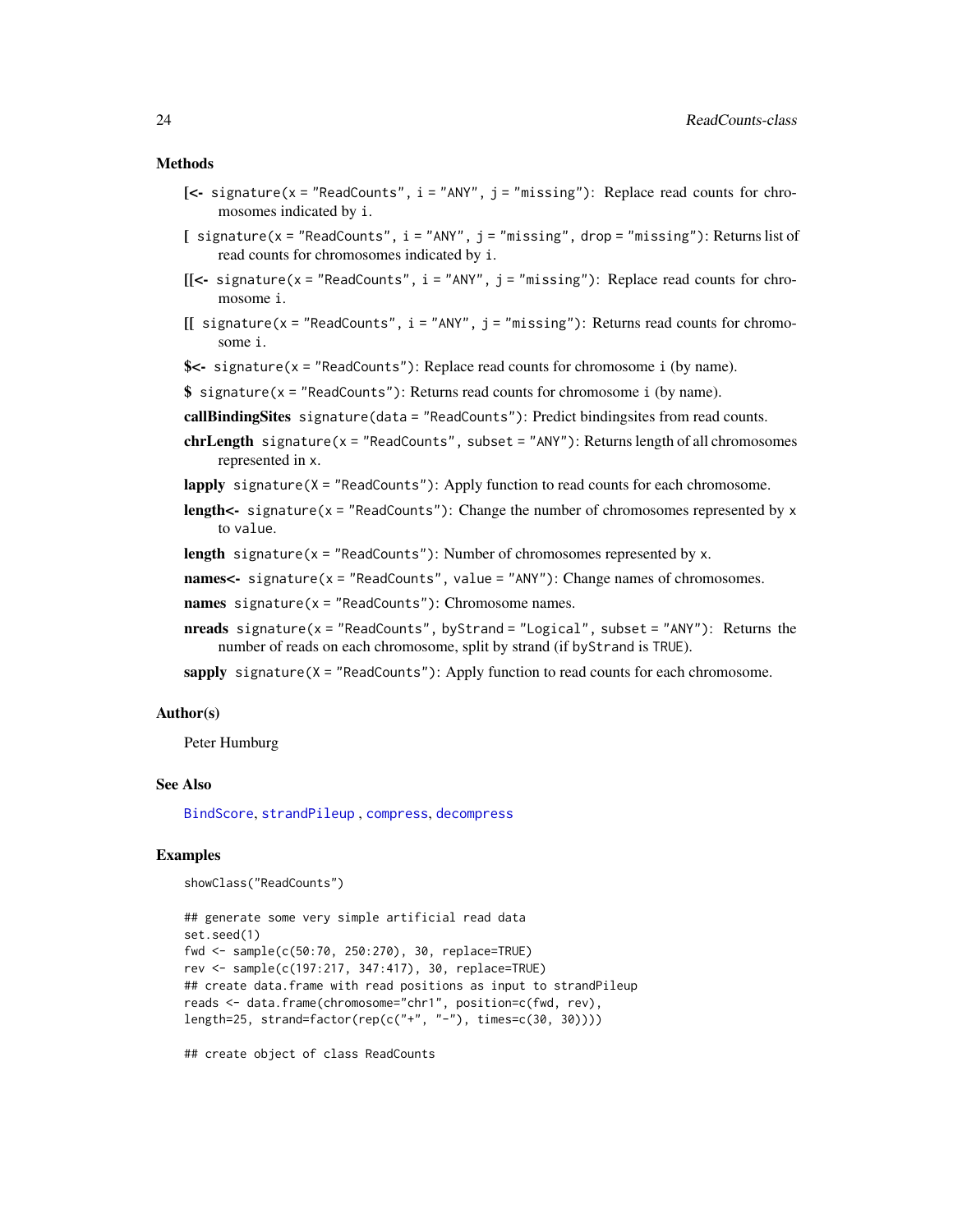## Methods

**[<-** `signature(x = "ReadCounts", i = "ANY", j = "missing")`: Replace read counts for chromosomes indicated by `i`.

**[** `signature(x = "ReadCounts", i = "ANY", j = "missing", drop = "missing")`: Returns list of read counts for chromosomes indicated by `i`.

**[[<-** `signature(x = "ReadCounts", i = "ANY", j = "missing")`: Replace read counts for chromosome `i`.

**[[** `signature(x = "ReadCounts", i = "ANY", j = "missing")`: Returns read counts for chromosome `i`.

**$<-** `signature(x = "ReadCounts")`: Replace read counts for chromosome `i` (by name).

**$** `signature(x = "ReadCounts")`: Returns read counts for chromosome `i` (by name).

**callBindingSites** `signature(data = "ReadCounts")`: Predict bindingsites from read counts.

**chrLength** `signature(x = "ReadCounts", subset = "ANY")`: Returns length of all chromosomes represented in `x`.

**lapply** `signature(X = "ReadCounts")`: Apply function to read counts for each chromosome.

**length<-** `signature(x = "ReadCounts")`: Change the number of chromosomes represented by `x` to `value`.

**length** `signature(x = "ReadCounts")`: Number of chromosomes represented by `x`.

**names<-** `signature(x = "ReadCounts", value = "ANY")`: Change names of chromosomes.

**names** `signature(x = "ReadCounts")`: Chromosome names.

**nreads** `signature(x = "ReadCounts", byStrand = "Logical", subset = "ANY")`: Returns the number of reads on each chromosome, split by strand (if `byStrand` is `TRUE`).

**sapply** `signature(X = "ReadCounts")`: Apply function to read counts for each chromosome.

## Author(s)

Peter Humburg

## See Also

BindScore, strandPileup , compress, decompress

## Examples

```
showClass("ReadCounts")

## generate some very simple artificial read data
set.seed(1)
fwd <- sample(c(50:70, 250:270), 30, replace=TRUE)
rev <- sample(c(197:217, 347:417), 30, replace=TRUE)
## create data.frame with read positions as input to strandPileup
reads <- data.frame(chromosome="chr1", position=c(fwd, rev),
length=25, strand=factor(rep(c("+", "-"), times=c(30, 30))))

## create object of class ReadCounts
```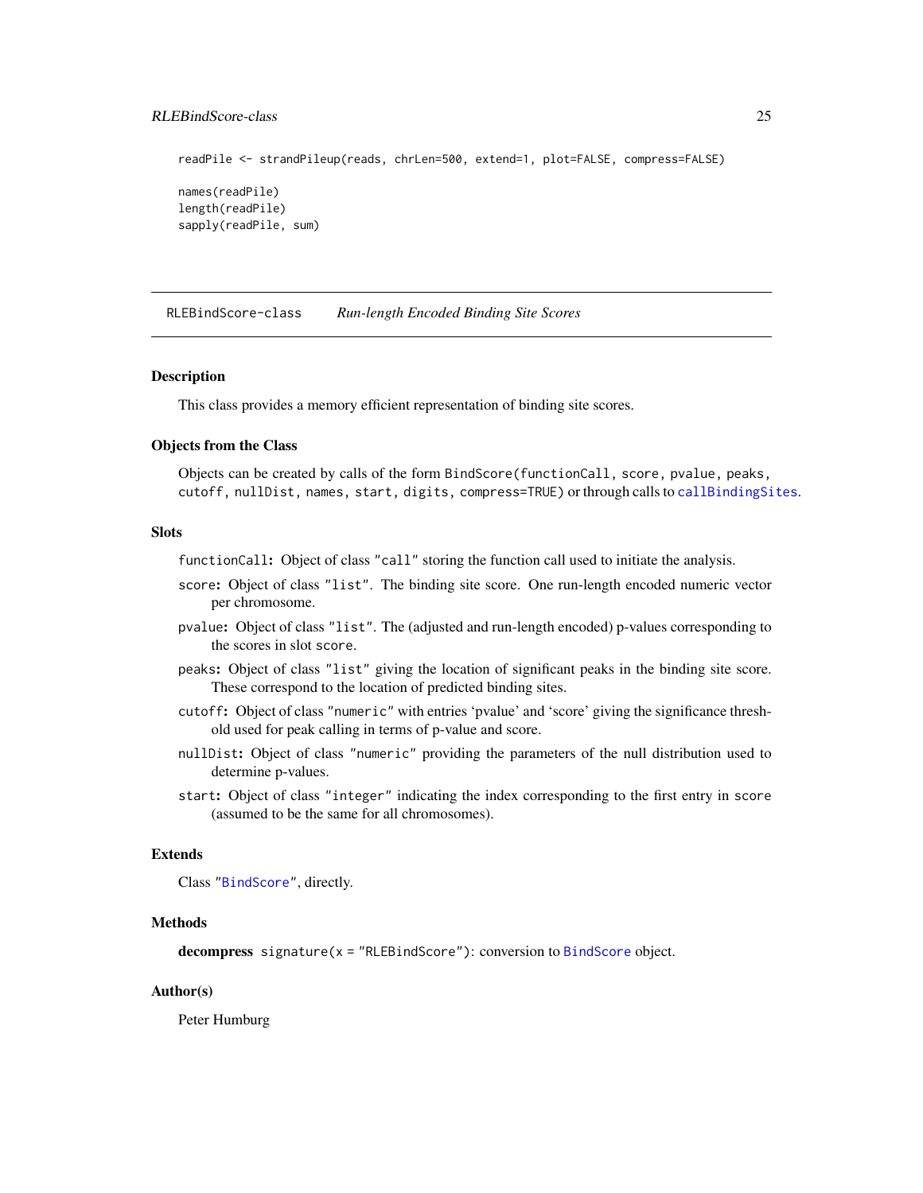```
readPile <- strandPileup(reads, chrLen=500, extend=1, plot=FALSE, compress=FALSE)

names(readPile)
length(readPile)
sapply(readPile, sum)
```

---

## RLEBindScore-class *Run-length Encoded Binding Site Scores*

---

### Description

This class provides a memory efficient representation of binding site scores.

### Objects from the Class

Objects can be created by calls of the form `BindScore(functionCall, score, pvalue, peaks, cutoff, nullDist, names, start, digits, compress=TRUE)` or through calls to `callBindingSites`.

### Slots

- `functionCall`: Object of class `"call"` storing the function call used to initiate the analysis.
- `score`: Object of class `"list"`. The binding site score. One run-length encoded numeric vector per chromosome.
- `pvalue`: Object of class `"list"`. The (adjusted and run-length encoded) p-values corresponding to the scores in slot `score`.
- `peaks`: Object of class `"list"` giving the location of significant peaks in the binding site score. These correspond to the location of predicted binding sites.
- `cutoff`: Object of class `"numeric"` with entries 'pvalue' and 'score' giving the significance threshold used for peak calling in terms of p-value and score.
- `nullDist`: Object of class `"numeric"` providing the parameters of the null distribution used to determine p-values.
- `start`: Object of class `"integer"` indicating the index corresponding to the first entry in `score` (assumed to be the same for all chromosomes).

### Extends

Class `"BindScore"`, directly.

### Methods

**decompress** `signature(x = "RLEBindScore")`: conversion to `BindScore` object.

### Author(s)

Peter Humburg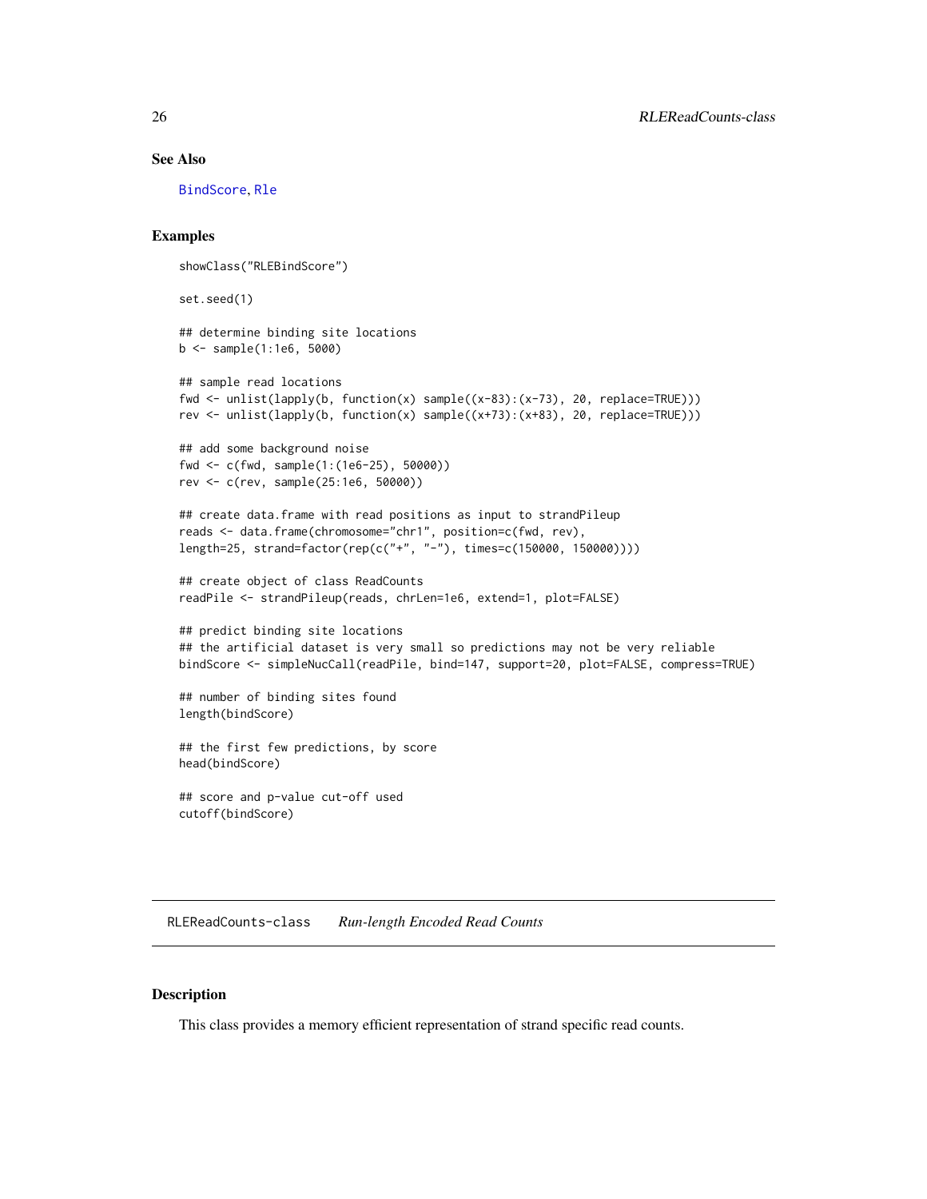## See Also

BindScore, Rle

## Examples

```
showClass("RLEBindScore")

set.seed(1)

## determine binding site locations
b <- sample(1:1e6, 5000)

## sample read locations
fwd <- unlist(lapply(b, function(x) sample((x-83):(x-73), 20, replace=TRUE)))
rev <- unlist(lapply(b, function(x) sample((x+73):(x+83), 20, replace=TRUE)))

## add some background noise
fwd <- c(fwd, sample(1:(1e6-25), 50000))
rev <- c(rev, sample(25:1e6, 50000))

## create data.frame with read positions as input to strandPileup
reads <- data.frame(chromosome="chr1", position=c(fwd, rev),
length=25, strand=factor(rep(c("+", "-"), times=c(150000, 150000))))

## create object of class ReadCounts
readPile <- strandPileup(reads, chrLen=1e6, extend=1, plot=FALSE)

## predict binding site locations
## the artificial dataset is very small so predictions may not be very reliable
bindScore <- simpleNucCall(readPile, bind=147, support=20, plot=FALSE, compress=TRUE)

## number of binding sites found
length(bindScore)

## the first few predictions, by score
head(bindScore)

## score and p-value cut-off used
cutoff(bindScore)
```

---

# RLEReadCounts-class    *Run-length Encoded Read Counts*

## Description

This class provides a memory efficient representation of strand specific read counts.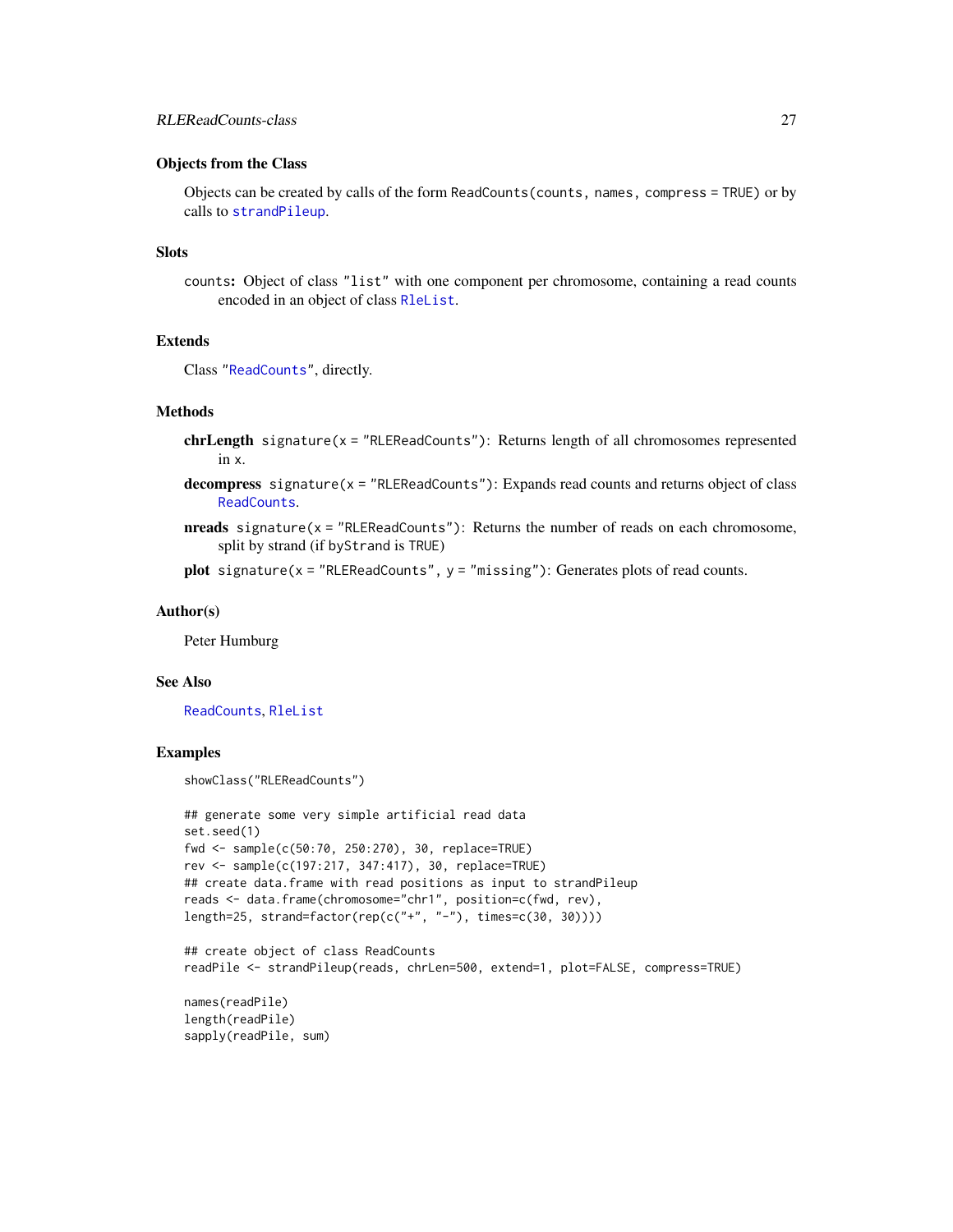### Objects from the Class

Objects can be created by calls of the form `ReadCounts(counts, names, compress = TRUE)` or by calls to `strandPileup`.

### Slots

**counts:** Object of class `"list"` with one component per chromosome, containing a read counts encoded in an object of class `RleList`.

### Extends

Class `"ReadCounts"`, directly.

### Methods

**chrLength** `signature(x = "RLEReadCounts")`: Returns length of all chromosomes represented in `x`.

**decompress** `signature(x = "RLEReadCounts")`: Expands read counts and returns object of class `ReadCounts`.

**nreads** `signature(x = "RLEReadCounts")`: Returns the number of reads on each chromosome, split by strand (if `byStrand` is `TRUE`)

**plot** `signature(x = "RLEReadCounts", y = "missing")`: Generates plots of read counts.

### Author(s)

Peter Humburg

### See Also

`ReadCounts`, `RleList`

### Examples

```
showClass("RLEReadCounts")

## generate some very simple artificial read data
set.seed(1)
fwd <- sample(c(50:70, 250:270), 30, replace=TRUE)
rev <- sample(c(197:217, 347:417), 30, replace=TRUE)
## create data.frame with read positions as input to strandPileup
reads <- data.frame(chromosome="chr1", position=c(fwd, rev),
length=25, strand=factor(rep(c("+", "-"), times=c(30, 30))))

## create object of class ReadCounts
readPile <- strandPileup(reads, chrLen=500, extend=1, plot=FALSE, compress=TRUE)

names(readPile)
length(readPile)
sapply(readPile, sum)
```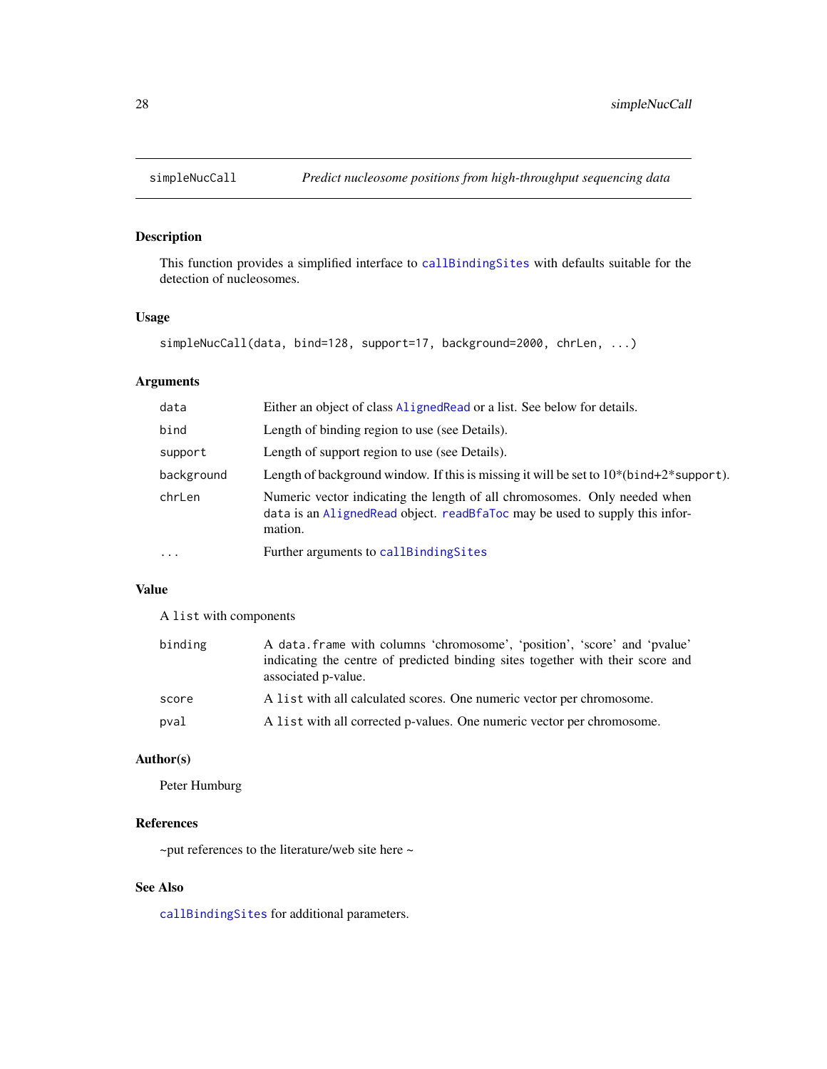## simpleNucCall — *Predict nucleosome positions from high-throughput sequencing data*

### Description

This function provides a simplified interface to `callBindingSites` with defaults suitable for the detection of nucleosomes.

### Usage

```
simpleNucCall(data, bind=128, support=17, background=2000, chrLen, ...)
```

### Arguments

| | |
|---|---|
| `data` | Either an object of class `AlignedRead` or a list. See below for details. |
| `bind` | Length of binding region to use (see Details). |
| `support` | Length of support region to use (see Details). |
| `background` | Length of background window. If this is missing it will be set to 10*(`bind`+2*`support`). |
| `chrLen` | Numeric vector indicating the length of all chromosomes. Only needed when `data` is an `AlignedRead` object. `readBfaToc` may be used to supply this information. |
| `...` | Further arguments to `callBindingSites` |

### Value

A `list` with components

| | |
|---|---|
| `binding` | A `data.frame` with columns 'chromosome', 'position', 'score' and 'pvalue' indicating the centre of predicted binding sites together with their score and associated p-value. |
| `score` | A `list` with all calculated scores. One numeric vector per chromosome. |
| `pval` | A `list` with all corrected p-values. One numeric vector per chromosome. |

### Author(s)

Peter Humburg

### References

~put references to the literature/web site here ~

### See Also

`callBindingSites` for additional parameters.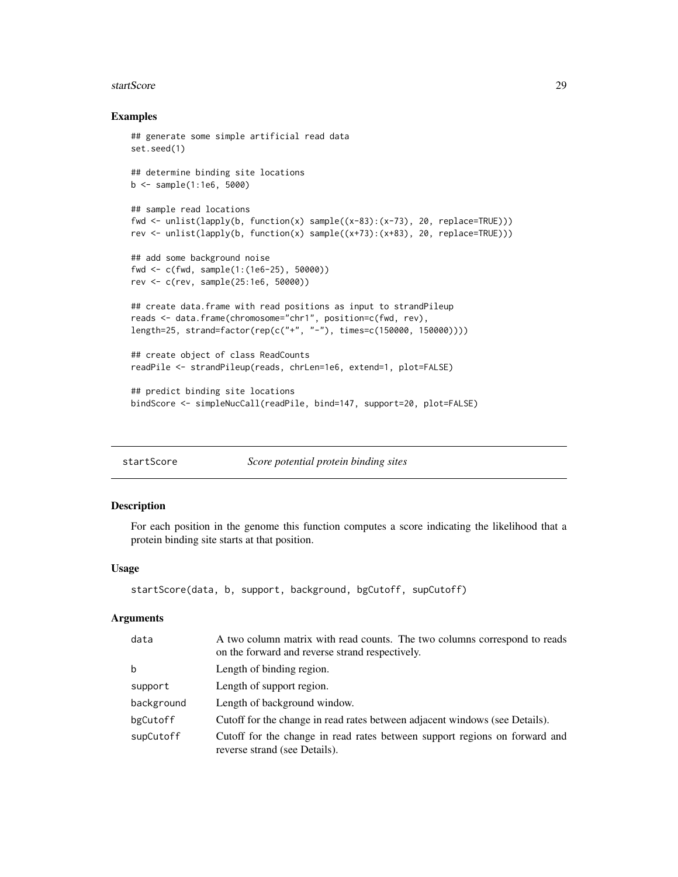### Examples

```
## generate some simple artificial read data
set.seed(1)

## determine binding site locations
b <- sample(1:1e6, 5000)

## sample read locations
fwd <- unlist(lapply(b, function(x) sample((x-83):(x-73), 20, replace=TRUE)))
rev <- unlist(lapply(b, function(x) sample((x+73):(x+83), 20, replace=TRUE)))

## add some background noise
fwd <- c(fwd, sample(1:(1e6-25), 50000))
rev <- c(rev, sample(25:1e6, 50000))

## create data.frame with read positions as input to strandPileup
reads <- data.frame(chromosome="chr1", position=c(fwd, rev),
length=25, strand=factor(rep(c("+", "-"), times=c(150000, 150000))))

## create object of class ReadCounts
readPile <- strandPileup(reads, chrLen=1e6, extend=1, plot=FALSE)

## predict binding site locations
bindScore <- simpleNucCall(readPile, bind=147, support=20, plot=FALSE)
```

---

## startScore — *Score potential protein binding sites*

### Description

For each position in the genome this function computes a score indicating the likelihood that a protein binding site starts at that position.

### Usage

```
startScore(data, b, support, background, bgCutoff, supCutoff)
```

### Arguments

| | |
|---|---|
| data | A two column matrix with read counts. The two columns correspond to reads on the forward and reverse strand respectively. |
| b | Length of binding region. |
| support | Length of support region. |
| background | Length of background window. |
| bgCutoff | Cutoff for the change in read rates between adjacent windows (see Details). |
| supCutoff | Cutoff for the change in read rates between support regions on forward and reverse strand (see Details). |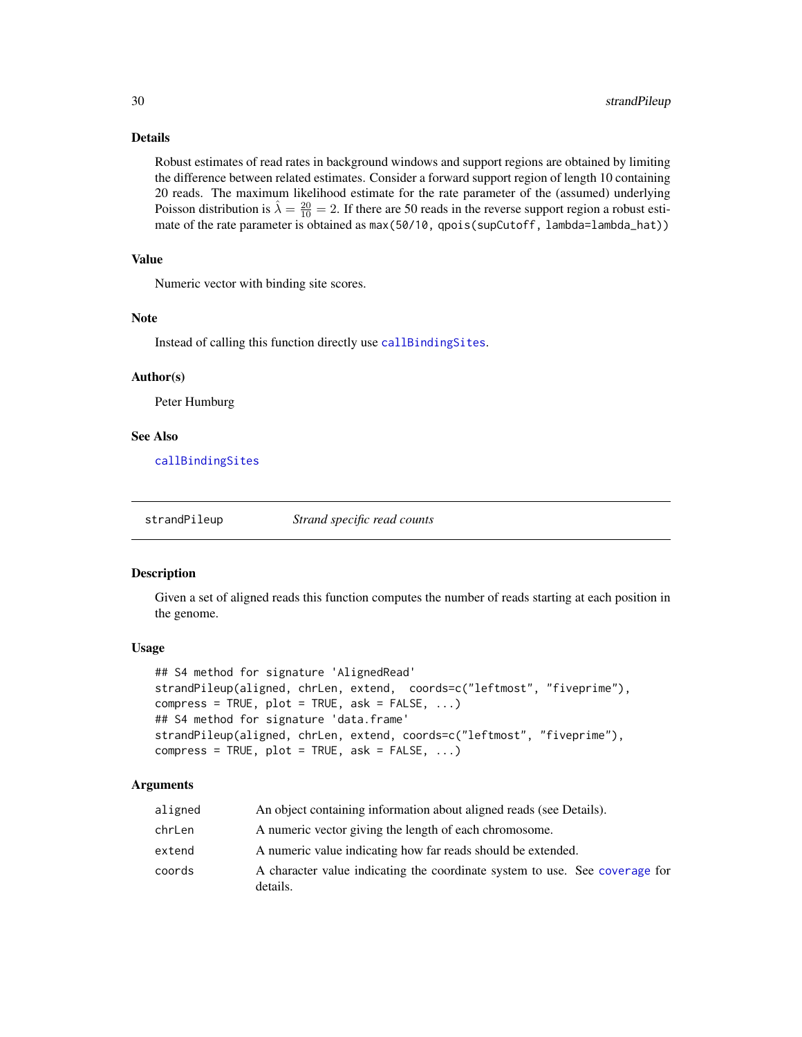### Details

Robust estimates of read rates in background windows and support regions are obtained by limiting the difference between related estimates. Consider a forward support region of length 10 containing 20 reads. The maximum likelihood estimate for the rate parameter of the (assumed) underlying Poisson distribution is $\hat{\lambda} = \frac{20}{10} = 2$. If there are 50 reads in the reverse support region a robust estimate of the rate parameter is obtained as `max(50/10, qpois(supCutoff, lambda=lambda_hat))`

### Value

Numeric vector with binding site scores.

### Note

Instead of calling this function directly use `callBindingSites`.

### Author(s)

Peter Humburg

### See Also

`callBindingSites`

---

## strandPileup &nbsp;&nbsp;&nbsp;&nbsp; *Strand specific read counts*

---

### Description

Given a set of aligned reads this function computes the number of reads starting at each position in the genome.

### Usage

```
## S4 method for signature 'AlignedRead'
strandPileup(aligned, chrLen, extend,  coords=c("leftmost", "fiveprime"),
compress = TRUE, plot = TRUE, ask = FALSE, ...)
## S4 method for signature 'data.frame'
strandPileup(aligned, chrLen, extend, coords=c("leftmost", "fiveprime"),
compress = TRUE, plot = TRUE, ask = FALSE, ...)
```

### Arguments

| | |
|---|---|
| `aligned` | An object containing information about aligned reads (see Details). |
| `chrLen` | A numeric vector giving the length of each chromosome. |
| `extend` | A numeric value indicating how far reads should be extended. |
| `coords` | A character value indicating the coordinate system to use. See `coverage` for details. |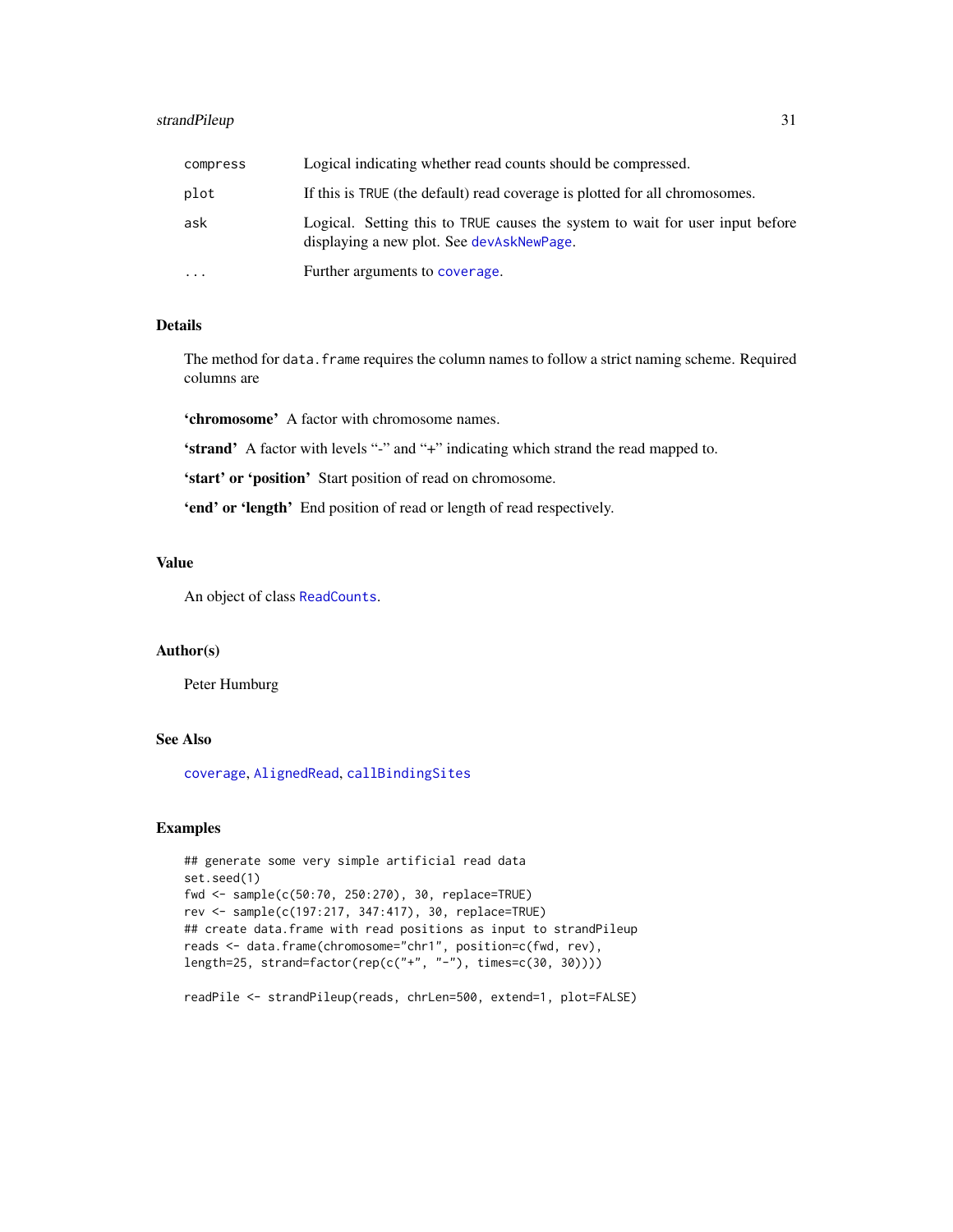| | |
|---|---|
| compress | Logical indicating whether read counts should be compressed. |
| plot | If this is TRUE (the default) read coverage is plotted for all chromosomes. |
| ask | Logical. Setting this to TRUE causes the system to wait for user input before displaying a new plot. See devAskNewPage. |
| ... | Further arguments to coverage. |

## Details

The method for data.frame requires the column names to follow a strict naming scheme. Required columns are

**'chromosome'** A factor with chromosome names.

**'strand'** A factor with levels "-" and "+" indicating which strand the read mapped to.

**'start' or 'position'** Start position of read on chromosome.

**'end' or 'length'** End position of read or length of read respectively.

## Value

An object of class ReadCounts.

## Author(s)

Peter Humburg

## See Also

coverage, AlignedRead, callBindingSites

## Examples

```
## generate some very simple artificial read data
set.seed(1)
fwd <- sample(c(50:70, 250:270), 30, replace=TRUE)
rev <- sample(c(197:217, 347:417), 30, replace=TRUE)
## create data.frame with read positions as input to strandPileup
reads <- data.frame(chromosome="chr1", position=c(fwd, rev),
length=25, strand=factor(rep(c("+", "-"), times=c(30, 30))))

readPile <- strandPileup(reads, chrLen=500, extend=1, plot=FALSE)
```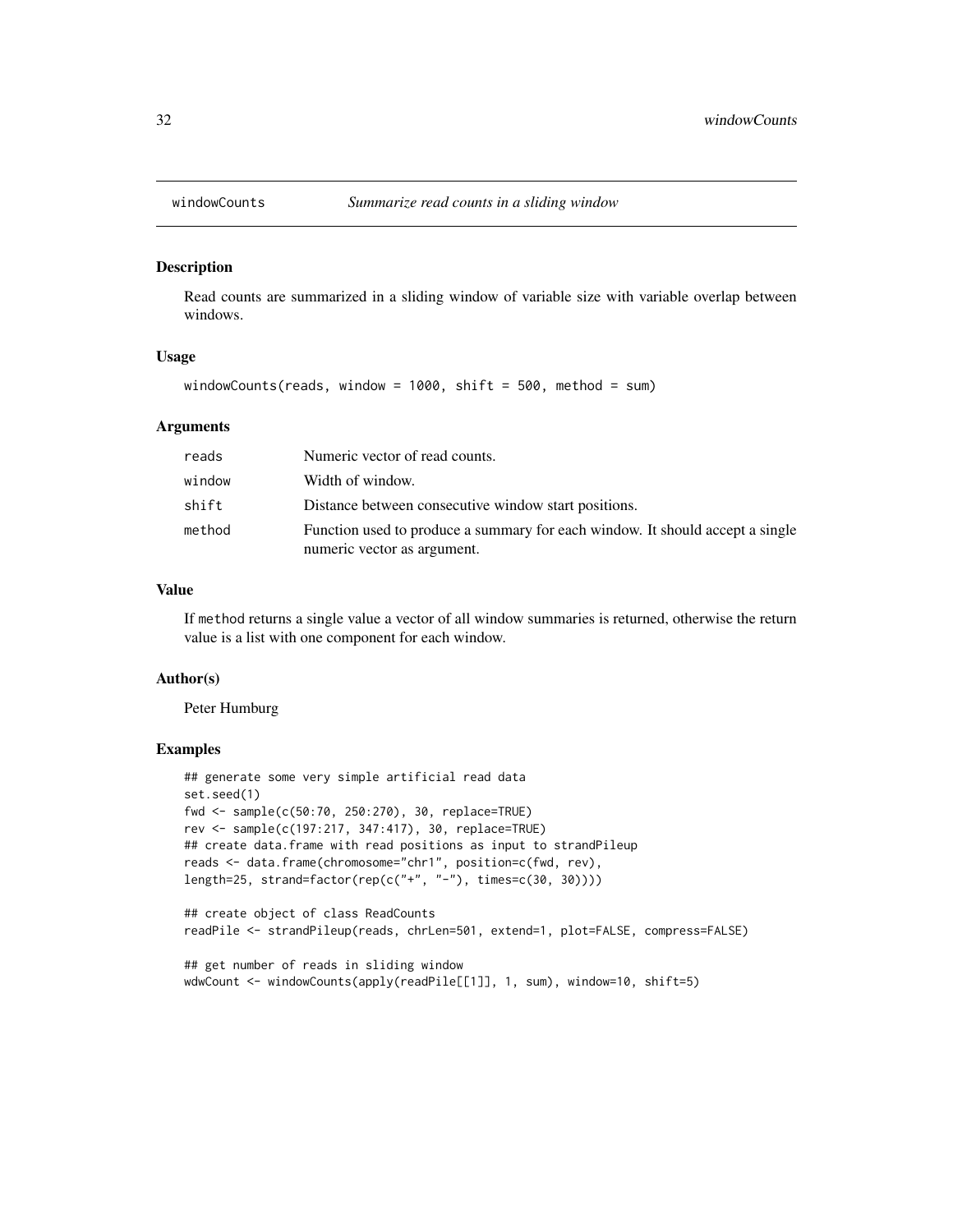# windowCounts — *Summarize read counts in a sliding window*

## Description

Read counts are summarized in a sliding window of variable size with variable overlap between windows.

## Usage

```
windowCounts(reads, window = 1000, shift = 500, method = sum)
```

## Arguments

| | |
|---|---|
| reads | Numeric vector of read counts. |
| window | Width of window. |
| shift | Distance between consecutive window start positions. |
| method | Function used to produce a summary for each window. It should accept a single numeric vector as argument. |

## Value

If method returns a single value a vector of all window summaries is returned, otherwise the return value is a list with one component for each window.

## Author(s)

Peter Humburg

## Examples

```
## generate some very simple artificial read data
set.seed(1)
fwd <- sample(c(50:70, 250:270), 30, replace=TRUE)
rev <- sample(c(197:217, 347:417), 30, replace=TRUE)
## create data.frame with read positions as input to strandPileup
reads <- data.frame(chromosome="chr1", position=c(fwd, rev),
length=25, strand=factor(rep(c("+", "-"), times=c(30, 30))))

## create object of class ReadCounts
readPile <- strandPileup(reads, chrLen=501, extend=1, plot=FALSE, compress=FALSE)

## get number of reads in sliding window
wdwCount <- windowCounts(apply(readPile[[1]], 1, sum), window=10, shift=5)
```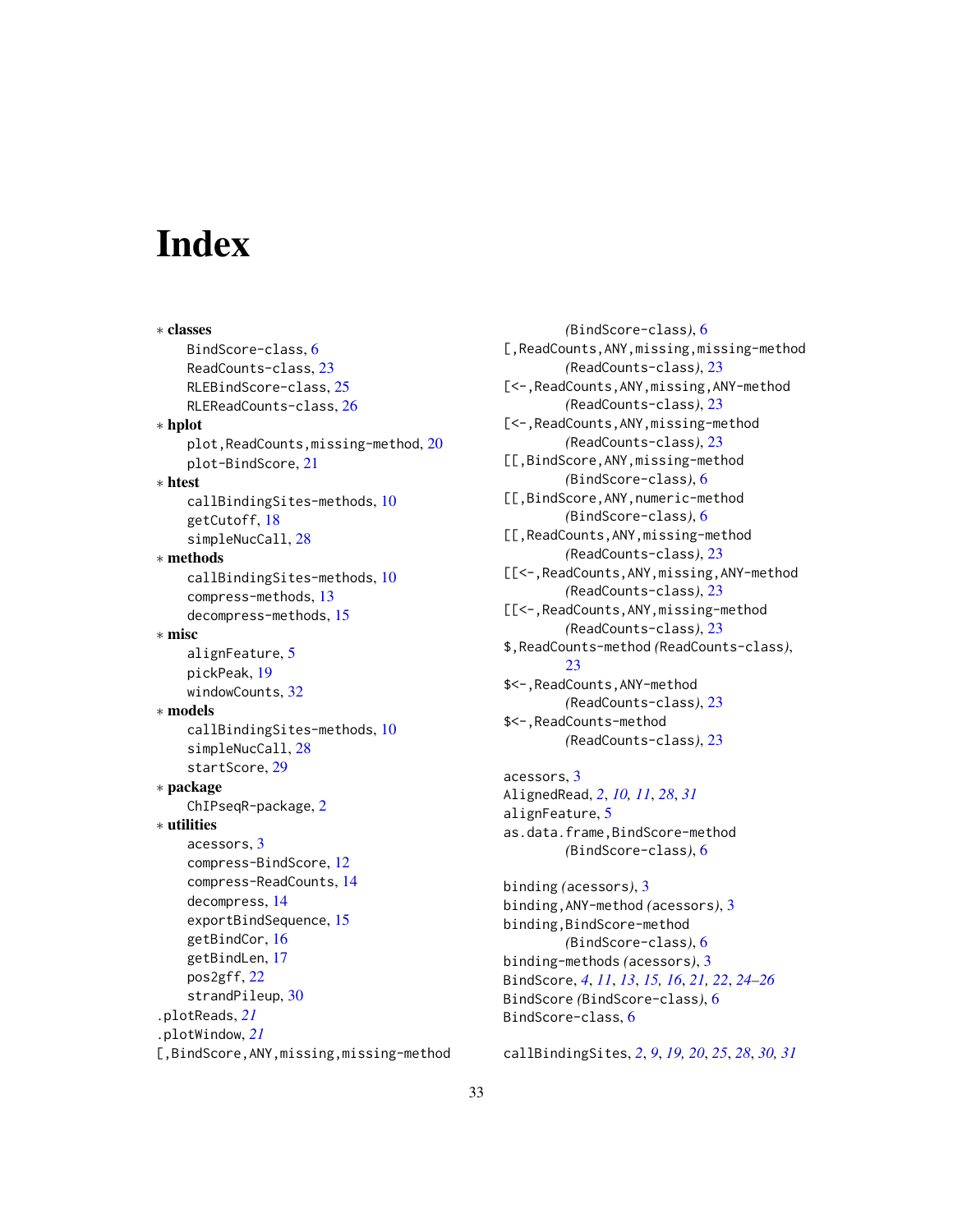# Index

∗ **classes**
  BindScore-class, 6
  ReadCounts-class, 23
  RLEBindScore-class, 25
  RLEReadCounts-class, 26
∗ **hplot**
  plot,ReadCounts,missing-method, 20
  plot-BindScore, 21
∗ **htest**
  callBindingSites-methods, 10
  getCutoff, 18
  simpleNucCall, 28
∗ **methods**
  callBindingSites-methods, 10
  compress-methods, 13
  decompress-methods, 15
∗ **misc**
  alignFeature, 5
  pickPeak, 19
  windowCounts, 32
∗ **models**
  callBindingSites-methods, 10
  simpleNucCall, 28
  startScore, 29
∗ **package**
  ChIPseqR-package, 2
∗ **utilities**
  acessors, 3
  compress-BindScore, 12
  compress-ReadCounts, 14
  decompress, 14
  exportBindSequence, 15
  getBindCor, 16
  getBindLen, 17
  pos2gff, 22
  strandPileup, 30
.plotReads, *21*
.plotWindow, *21*
[,BindScore,ANY,missing,missing-method *(BindScore-class)*, 6
[,ReadCounts,ANY,missing,missing-method *(ReadCounts-class)*, 23
[<-,ReadCounts,ANY,missing,ANY-method *(ReadCounts-class)*, 23
[<-,ReadCounts,ANY,missing-method *(ReadCounts-class)*, 23
[[,BindScore,ANY,missing-method *(BindScore-class)*, 6
[[,BindScore,ANY,numeric-method *(BindScore-class)*, 6
[[,ReadCounts,ANY,missing-method *(ReadCounts-class)*, 23
[[<-,ReadCounts,ANY,missing,ANY-method *(ReadCounts-class)*, 23
[[<-,ReadCounts,ANY,missing-method *(ReadCounts-class)*, 23
$,ReadCounts-method *(ReadCounts-class)*, 23
$<-,ReadCounts,ANY-method *(ReadCounts-class)*, 23
$<-,ReadCounts-method *(ReadCounts-class)*, 23

acessors, 3
AlignedRead, *2*, *10, 11*, *28*, *31*
alignFeature, 5
as.data.frame,BindScore-method *(BindScore-class)*, 6

binding *(acessors)*, 3
binding,ANY-method *(acessors)*, 3
binding,BindScore-method *(BindScore-class)*, 6
binding-methods *(acessors)*, 3
BindScore, *4*, *11*, *13*, *15, 16*, *21, 22*, *24–26*
BindScore *(BindScore-class)*, 6
BindScore-class, 6

callBindingSites, *2*, *9*, *19, 20*, *25*, *28*, *30, 31*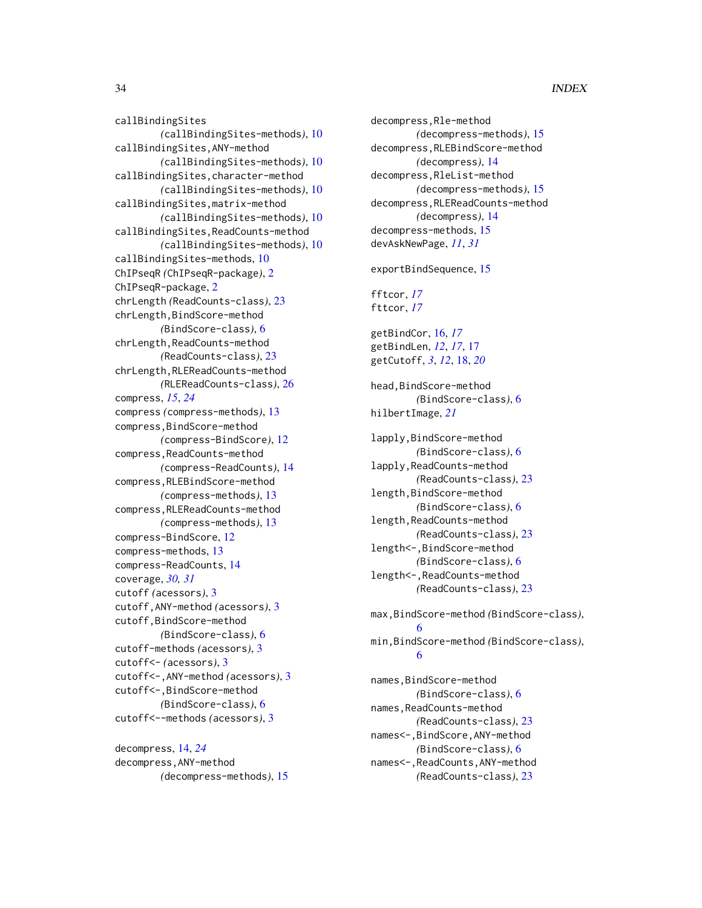callBindingSites *(*callBindingSites-methods*)*, 10
callBindingSites,ANY-method *(*callBindingSites-methods*)*, 10
callBindingSites,character-method *(*callBindingSites-methods*)*, 10
callBindingSites,matrix-method *(*callBindingSites-methods*)*, 10
callBindingSites,ReadCounts-method *(*callBindingSites-methods*)*, 10
callBindingSites-methods, 10
ChIPseqR *(*ChIPseqR-package*)*, 2
ChIPseqR-package, 2
chrLength *(*ReadCounts-class*)*, 23
chrLength,BindScore-method *(*BindScore-class*)*, 6
chrLength,ReadCounts-method *(*ReadCounts-class*)*, 23
chrLength,RLEReadCounts-method *(*RLEReadCounts-class*)*, 26
compress, *15*, *24*
compress *(*compress-methods*)*, 13
compress,BindScore-method *(*compress-BindScore*)*, 12
compress,ReadCounts-method *(*compress-ReadCounts*)*, 14
compress,RLEBindScore-method *(*compress-methods*)*, 13
compress,RLEReadCounts-method *(*compress-methods*)*, 13
compress-BindScore, 12
compress-methods, 13
compress-ReadCounts, 14
coverage, *30, 31*
cutoff *(*acessors*)*, 3
cutoff,ANY-method *(*acessors*)*, 3
cutoff,BindScore-method *(*BindScore-class*)*, 6
cutoff-methods *(*acessors*)*, 3
cutoff<- *(*acessors*)*, 3
cutoff<-,ANY-method *(*acessors*)*, 3
cutoff<-,BindScore-method *(*BindScore-class*)*, 6
cutoff<--methods *(*acessors*)*, 3

decompress, 14, *24*
decompress,ANY-method *(*decompress-methods*)*, 15
decompress,Rle-method *(*decompress-methods*)*, 15
decompress,RLEBindScore-method *(*decompress*)*, 14
decompress,RleList-method *(*decompress-methods*)*, 15
decompress,RLEReadCounts-method *(*decompress*)*, 14
decompress-methods, 15
devAskNewPage, *11*, *31*

exportBindSequence, 15

fftcor, *17*
fttcor, *17*

getBindCor, 16, *17*
getBindLen, *12*, *17*, 17
getCutoff, *3*, *12*, 18, *20*

head,BindScore-method *(*BindScore-class*)*, 6
hilbertImage, *21*

lapply,BindScore-method *(*BindScore-class*)*, 6
lapply,ReadCounts-method *(*ReadCounts-class*)*, 23
length,BindScore-method *(*BindScore-class*)*, 6
length,ReadCounts-method *(*ReadCounts-class*)*, 23
length<-,BindScore-method *(*BindScore-class*)*, 6
length<-,ReadCounts-method *(*ReadCounts-class*)*, 23

max,BindScore-method *(*BindScore-class*)*, 6
min,BindScore-method *(*BindScore-class*)*, 6

names,BindScore-method *(*BindScore-class*)*, 6
names,ReadCounts-method *(*ReadCounts-class*)*, 23
names<-,BindScore,ANY-method *(*BindScore-class*)*, 6
names<-,ReadCounts,ANY-method *(*ReadCounts-class*)*, 23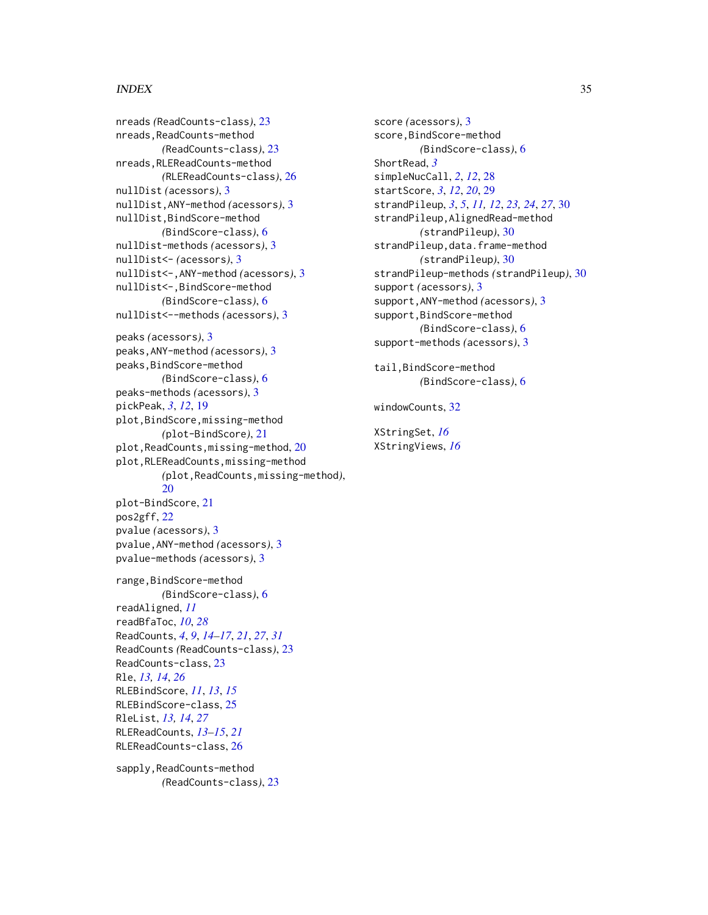nreads *(*ReadCounts-class*)*, 23
nreads,ReadCounts-method
    *(*ReadCounts-class*)*, 23
nreads,RLEReadCounts-method
    *(*RLEReadCounts-class*)*, 26
nullDist *(*acessors*)*, 3
nullDist,ANY-method *(*acessors*)*, 3
nullDist,BindScore-method
    *(*BindScore-class*)*, 6
nullDist-methods *(*acessors*)*, 3
nullDist<- *(*acessors*)*, 3
nullDist<-,ANY-method *(*acessors*)*, 3
nullDist<-,BindScore-method
    *(*BindScore-class*)*, 6
nullDist<--methods *(*acessors*)*, 3

peaks *(*acessors*)*, 3
peaks,ANY-method *(*acessors*)*, 3
peaks,BindScore-method
    *(*BindScore-class*)*, 6
peaks-methods *(*acessors*)*, 3
pickPeak, *3*, *12*, 19
plot,BindScore,missing-method
    *(*plot-BindScore*)*, 21
plot,ReadCounts,missing-method, 20
plot,RLEReadCounts,missing-method
    *(*plot,ReadCounts,missing-method*)*,
    20
plot-BindScore, 21
pos2gff, 22
pvalue *(*acessors*)*, 3
pvalue,ANY-method *(*acessors*)*, 3
pvalue-methods *(*acessors*)*, 3

range,BindScore-method
    *(*BindScore-class*)*, 6
readAligned, *11*
readBfaToc, *10*, *28*
ReadCounts, *4*, *9*, *14–17*, *21*, *27*, *31*
ReadCounts *(*ReadCounts-class*)*, 23
ReadCounts-class, 23
Rle, *13, 14*, *26*
RLEBindScore, *11*, *13*, *15*
RLEBindScore-class, 25
RleList, *13, 14*, *27*
RLEReadCounts, *13–15*, *21*
RLEReadCounts-class, 26

sapply,ReadCounts-method
    *(*ReadCounts-class*)*, 23
score *(*acessors*)*, 3
score,BindScore-method
    *(*BindScore-class*)*, 6
ShortRead, *3*
simpleNucCall, *2*, *12*, 28
startScore, *3*, *12*, *20*, 29
strandPileup, *3*, *5*, *11, 12*, *23, 24*, *27*, 30
strandPileup,AlignedRead-method
    *(*strandPileup*)*, 30
strandPileup,data.frame-method
    *(*strandPileup*)*, 30
strandPileup-methods *(*strandPileup*)*, 30
support *(*acessors*)*, 3
support,ANY-method *(*acessors*)*, 3
support,BindScore-method
    *(*BindScore-class*)*, 6
support-methods *(*acessors*)*, 3

tail,BindScore-method
    *(*BindScore-class*)*, 6

windowCounts, 32

XStringSet, *16*
XStringViews, *16*